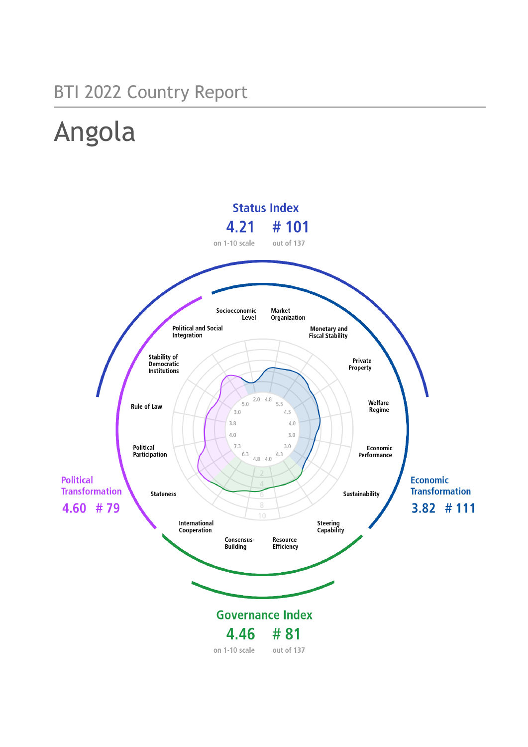BTI 2022 Country Report

# Angola

## Status Index

**4.21** on 1-10 scale

**# 101** out of 137

## Political Transformation

**4.60** **# 79**

## Economic Transformation

**3.82** **# 111**

## Governance Index

**4.46** on 1-10 scale

**# 81** out of 137

| Criterion | Score |
|---|---|
| Stateness | 7.3 |
| Political Participation | 4.0 |
| Rule of Law | 3.8 |
| Stability of Democratic Institutions | 3.0 |
| Political and Social Integration | 5.0 |
| Socioeconomic Level | 2.0 |
| Market Organization | 4.8 |
| Monetary and Fiscal Stability | 5.5 |
| Private Property | 4.5 |
| Welfare Regime | 4.0 |
| Economic Performance | 3.0 |
| Sustainability | 3.0 |
| Steering Capability | 4.3 |
| Resource Efficiency | 4.0 |
| Consensus-Building | 4.8 |
| International Cooperation | 6.3 |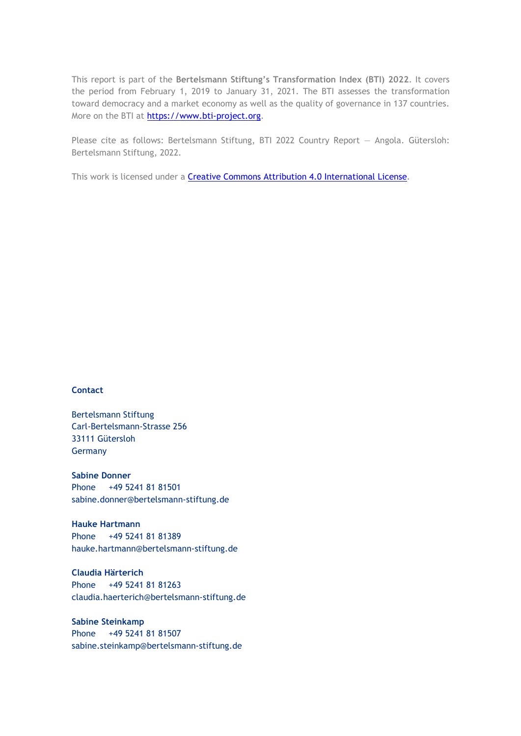This report is part of the **Bertelsmann Stiftung's Transformation Index (BTI) 2022**. It covers the period from February 1, 2019 to January 31, 2021. The BTI assesses the transformation toward democracy and a market economy as well as the quality of governance in 137 countries. More on the BTI at [https://www.bti-project.org](https://www.bti-project.org).

Please cite as follows: Bertelsmann Stiftung, BTI 2022 Country Report — Angola. Gütersloh: Bertelsmann Stiftung, 2022.

This work is licensed under a [Creative Commons Attribution 4.0 International License](https://creativecommons.org/licenses/by/4.0/).

**Contact**

Bertelsmann Stiftung
Carl-Bertelsmann-Strasse 256
33111 Gütersloh
Germany

**Sabine Donner**
Phone +49 5241 81 81501
sabine.donner@bertelsmann-stiftung.de

**Hauke Hartmann**
Phone +49 5241 81 81389
hauke.hartmann@bertelsmann-stiftung.de

**Claudia Härterich**
Phone +49 5241 81 81263
claudia.haerterich@bertelsmann-stiftung.de

**Sabine Steinkamp**
Phone +49 5241 81 81507
sabine.steinkamp@bertelsmann-stiftung.de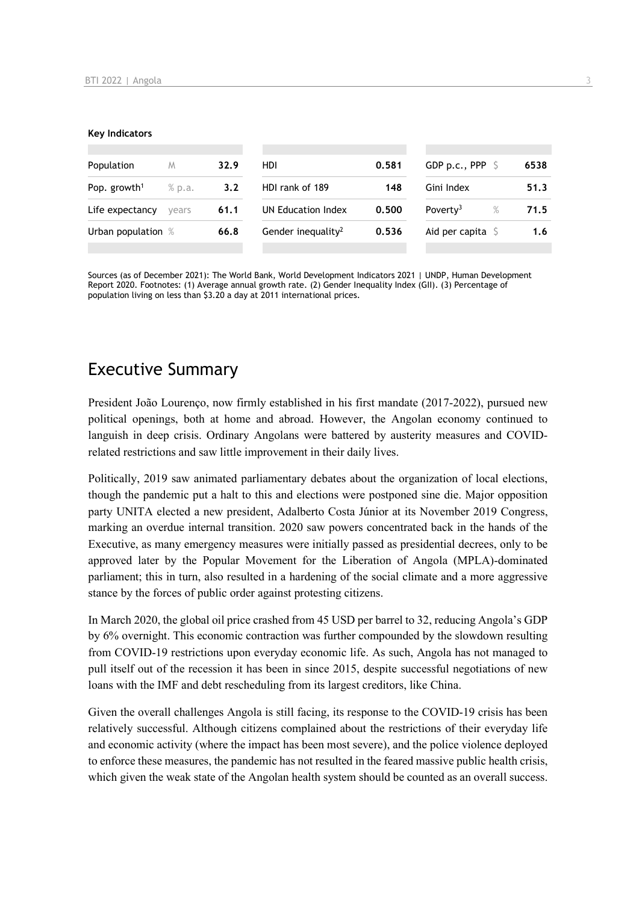**Key Indicators**

| | | | | | | | |
|---|---|---|---|---|---|---|---|
| Population | M | 32.9 | HDI | 0.581 | GDP p.c., PPP | $ | 6538 |
| Pop. growth[1] | % p.a. | 3.2 | HDI rank of 189 | 148 | Gini Index | | 51.3 |
| Life expectancy | years | 61.1 | UN Education Index | 0.500 | Poverty[3] | % | 71.5 |
| Urban population | % | 66.8 | Gender inequality[2] | 0.536 | Aid per capita | $ | 1.6 |

Sources (as of December 2021): The World Bank, World Development Indicators 2021 | UNDP, Human Development Report 2020. Footnotes: (1) Average annual growth rate. (2) Gender Inequality Index (GII). (3) Percentage of population living on less than $3.20 a day at 2011 international prices.

# Executive Summary

President João Lourenço, now firmly established in his first mandate (2017-2022), pursued new political openings, both at home and abroad. However, the Angolan economy continued to languish in deep crisis. Ordinary Angolans were battered by austerity measures and COVID-related restrictions and saw little improvement in their daily lives.

Politically, 2019 saw animated parliamentary debates about the organization of local elections, though the pandemic put a halt to this and elections were postponed sine die. Major opposition party UNITA elected a new president, Adalberto Costa Júnior at its November 2019 Congress, marking an overdue internal transition. 2020 saw powers concentrated back in the hands of the Executive, as many emergency measures were initially passed as presidential decrees, only to be approved later by the Popular Movement for the Liberation of Angola (MPLA)-dominated parliament; this in turn, also resulted in a hardening of the social climate and a more aggressive stance by the forces of public order against protesting citizens.

In March 2020, the global oil price crashed from 45 USD per barrel to 32, reducing Angola's GDP by 6% overnight. This economic contraction was further compounded by the slowdown resulting from COVID-19 restrictions upon everyday economic life. As such, Angola has not managed to pull itself out of the recession it has been in since 2015, despite successful negotiations of new loans with the IMF and debt rescheduling from its largest creditors, like China.

Given the overall challenges Angola is still facing, its response to the COVID-19 crisis has been relatively successful. Although citizens complained about the restrictions of their everyday life and economic activity (where the impact has been most severe), and the police violence deployed to enforce these measures, the pandemic has not resulted in the feared massive public health crisis, which given the weak state of the Angolan health system should be counted as an overall success.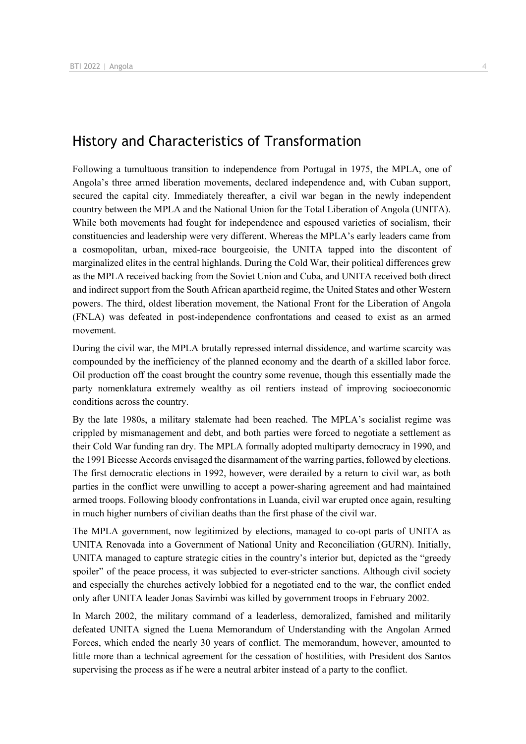## History and Characteristics of Transformation

Following a tumultuous transition to independence from Portugal in 1975, the MPLA, one of Angola's three armed liberation movements, declared independence and, with Cuban support, secured the capital city. Immediately thereafter, a civil war began in the newly independent country between the MPLA and the National Union for the Total Liberation of Angola (UNITA). While both movements had fought for independence and espoused varieties of socialism, their constituencies and leadership were very different. Whereas the MPLA's early leaders came from a cosmopolitan, urban, mixed-race bourgeoisie, the UNITA tapped into the discontent of marginalized elites in the central highlands. During the Cold War, their political differences grew as the MPLA received backing from the Soviet Union and Cuba, and UNITA received both direct and indirect support from the South African apartheid regime, the United States and other Western powers. The third, oldest liberation movement, the National Front for the Liberation of Angola (FNLA) was defeated in post-independence confrontations and ceased to exist as an armed movement.

During the civil war, the MPLA brutally repressed internal dissidence, and wartime scarcity was compounded by the inefficiency of the planned economy and the dearth of a skilled labor force. Oil production off the coast brought the country some revenue, though this essentially made the party nomenklatura extremely wealthy as oil rentiers instead of improving socioeconomic conditions across the country.

By the late 1980s, a military stalemate had been reached. The MPLA's socialist regime was crippled by mismanagement and debt, and both parties were forced to negotiate a settlement as their Cold War funding ran dry. The MPLA formally adopted multiparty democracy in 1990, and the 1991 Bicesse Accords envisaged the disarmament of the warring parties, followed by elections. The first democratic elections in 1992, however, were derailed by a return to civil war, as both parties in the conflict were unwilling to accept a power-sharing agreement and had maintained armed troops. Following bloody confrontations in Luanda, civil war erupted once again, resulting in much higher numbers of civilian deaths than the first phase of the civil war.

The MPLA government, now legitimized by elections, managed to co-opt parts of UNITA as UNITA Renovada into a Government of National Unity and Reconciliation (GURN). Initially, UNITA managed to capture strategic cities in the country's interior but, depicted as the "greedy spoiler" of the peace process, it was subjected to ever-stricter sanctions. Although civil society and especially the churches actively lobbied for a negotiated end to the war, the conflict ended only after UNITA leader Jonas Savimbi was killed by government troops in February 2002.

In March 2002, the military command of a leaderless, demoralized, famished and militarily defeated UNITA signed the Luena Memorandum of Understanding with the Angolan Armed Forces, which ended the nearly 30 years of conflict. The memorandum, however, amounted to little more than a technical agreement for the cessation of hostilities, with President dos Santos supervising the process as if he were a neutral arbiter instead of a party to the conflict.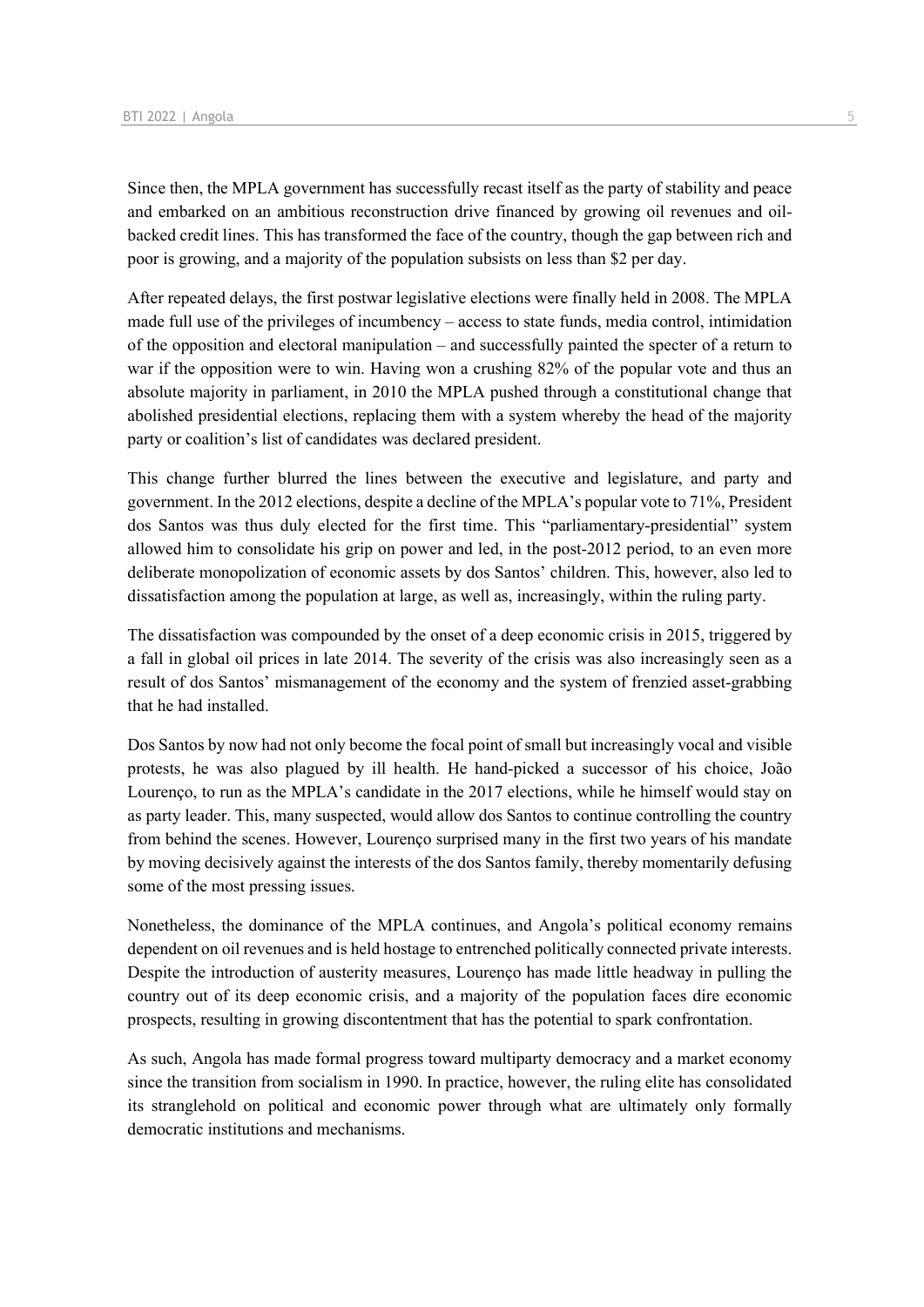Since then, the MPLA government has successfully recast itself as the party of stability and peace and embarked on an ambitious reconstruction drive financed by growing oil revenues and oil-backed credit lines. This has transformed the face of the country, though the gap between rich and poor is growing, and a majority of the population subsists on less than $2 per day.

After repeated delays, the first postwar legislative elections were finally held in 2008. The MPLA made full use of the privileges of incumbency – access to state funds, media control, intimidation of the opposition and electoral manipulation – and successfully painted the specter of a return to war if the opposition were to win. Having won a crushing 82% of the popular vote and thus an absolute majority in parliament, in 2010 the MPLA pushed through a constitutional change that abolished presidential elections, replacing them with a system whereby the head of the majority party or coalition's list of candidates was declared president.

This change further blurred the lines between the executive and legislature, and party and government. In the 2012 elections, despite a decline of the MPLA's popular vote to 71%, President dos Santos was thus duly elected for the first time. This "parliamentary-presidential" system allowed him to consolidate his grip on power and led, in the post-2012 period, to an even more deliberate monopolization of economic assets by dos Santos' children. This, however, also led to dissatisfaction among the population at large, as well as, increasingly, within the ruling party.

The dissatisfaction was compounded by the onset of a deep economic crisis in 2015, triggered by a fall in global oil prices in late 2014. The severity of the crisis was also increasingly seen as a result of dos Santos' mismanagement of the economy and the system of frenzied asset-grabbing that he had installed.

Dos Santos by now had not only become the focal point of small but increasingly vocal and visible protests, he was also plagued by ill health. He hand-picked a successor of his choice, João Lourenço, to run as the MPLA's candidate in the 2017 elections, while he himself would stay on as party leader. This, many suspected, would allow dos Santos to continue controlling the country from behind the scenes. However, Lourenço surprised many in the first two years of his mandate by moving decisively against the interests of the dos Santos family, thereby momentarily defusing some of the most pressing issues.

Nonetheless, the dominance of the MPLA continues, and Angola's political economy remains dependent on oil revenues and is held hostage to entrenched politically connected private interests. Despite the introduction of austerity measures, Lourenço has made little headway in pulling the country out of its deep economic crisis, and a majority of the population faces dire economic prospects, resulting in growing discontentment that has the potential to spark confrontation.

As such, Angola has made formal progress toward multiparty democracy and a market economy since the transition from socialism in 1990. In practice, however, the ruling elite has consolidated its stranglehold on political and economic power through what are ultimately only formally democratic institutions and mechanisms.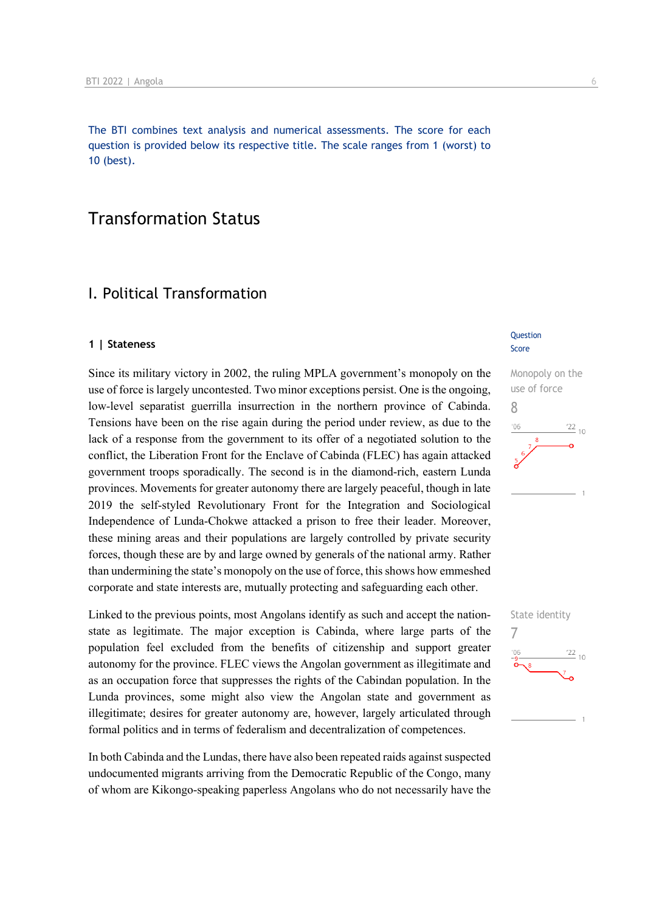The BTI combines text analysis and numerical assessments. The score for each question is provided below its respective title. The scale ranges from 1 (worst) to 10 (best).

# Transformation Status

## I. Political Transformation

### 1 | Stateness

Question
Score

Monopoly on the use of force
8

Since its military victory in 2002, the ruling MPLA government's monopoly on the use of force is largely uncontested. Two minor exceptions persist. One is the ongoing, low-level separatist guerrilla insurrection in the northern province of Cabinda. Tensions have been on the rise again during the period under review, as due to the lack of a response from the government to its offer of a negotiated solution to the conflict, the Liberation Front for the Enclave of Cabinda (FLEC) has again attacked government troops sporadically. The second is in the diamond-rich, eastern Lunda provinces. Movements for greater autonomy there are largely peaceful, though in late 2019 the self-styled Revolutionary Front for the Integration and Sociological Independence of Lunda-Chokwe attacked a prison to free their leader. Moreover, these mining areas and their populations are largely controlled by private security forces, though these are by and large owned by generals of the national army. Rather than undermining the state's monopoly on the use of force, this shows how emmeshed corporate and state interests are, mutually protecting and safeguarding each other.

State identity
7

Linked to the previous points, most Angolans identify as such and accept the nation-state as legitimate. The major exception is Cabinda, where large parts of the population feel excluded from the benefits of citizenship and support greater autonomy for the province. FLEC views the Angolan government as illegitimate and as an occupation force that suppresses the rights of the Cabindan population. In the Lunda provinces, some might also view the Angolan state and government as illegitimate; desires for greater autonomy are, however, largely articulated through formal politics and in terms of federalism and decentralization of competences.

In both Cabinda and the Lundas, there have also been repeated raids against suspected undocumented migrants arriving from the Democratic Republic of the Congo, many of whom are Kikongo-speaking paperless Angolans who do not necessarily have the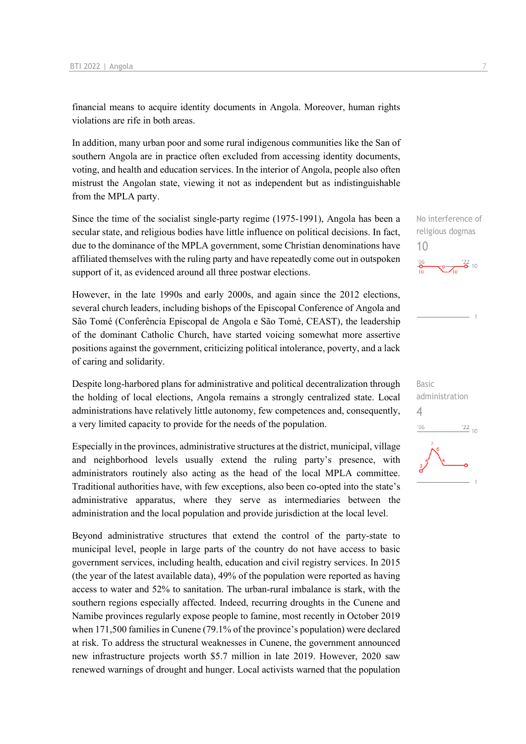financial means to acquire identity documents in Angola. Moreover, human rights violations are rife in both areas.

In addition, many urban poor and some rural indigenous communities like the San of southern Angola are in practice often excluded from accessing identity documents, voting, and health and education services. In the interior of Angola, people also often mistrust the Angolan state, viewing it not as independent but as indistinguishable from the MPLA party.

No interference of religious dogmas
10

Since the time of the socialist single-party regime (1975-1991), Angola has been a secular state, and religious bodies have little influence on political decisions. In fact, due to the dominance of the MPLA government, some Christian denominations have affiliated themselves with the ruling party and have repeatedly come out in outspoken support of it, as evidenced around all three postwar elections.

However, in the late 1990s and early 2000s, and again since the 2012 elections, several church leaders, including bishops of the Episcopal Conference of Angola and São Tomé (Conferência Episcopal de Angola e São Tomé, CEAST), the leadership of the dominant Catholic Church, have started voicing somewhat more assertive positions against the government, criticizing political intolerance, poverty, and a lack of caring and solidarity.

Basic administration
4

Despite long-harbored plans for administrative and political decentralization through the holding of local elections, Angola remains a strongly centralized state. Local administrations have relatively little autonomy, few competences and, consequently, a very limited capacity to provide for the needs of the population.

Especially in the provinces, administrative structures at the district, municipal, village and neighborhood levels usually extend the ruling party's presence, with administrators routinely also acting as the head of the local MPLA committee. Traditional authorities have, with few exceptions, also been co-opted into the state's administrative apparatus, where they serve as intermediaries between the administration and the local population and provide jurisdiction at the local level.

Beyond administrative structures that extend the control of the party-state to municipal level, people in large parts of the country do not have access to basic government services, including health, education and civil registry services. In 2015 (the year of the latest available data), 49% of the population were reported as having access to water and 52% to sanitation. The urban-rural imbalance is stark, with the southern regions especially affected. Indeed, recurring droughts in the Cunene and Namibe provinces regularly expose people to famine, most recently in October 2019 when 171,500 families in Cunene (79.1% of the province's population) were declared at risk. To address the structural weaknesses in Cunene, the government announced new infrastructure projects worth $5.7 million in late 2019. However, 2020 saw renewed warnings of drought and hunger. Local activists warned that the population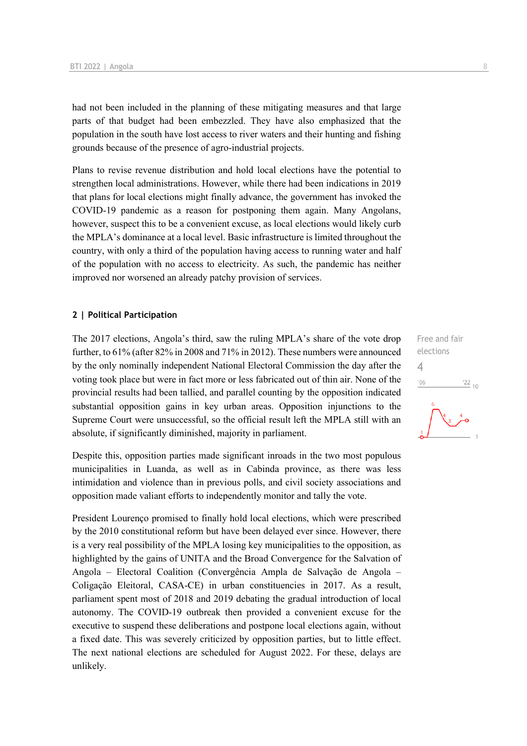had not been included in the planning of these mitigating measures and that large parts of that budget had been embezzled. They have also emphasized that the population in the south have lost access to river waters and their hunting and fishing grounds because of the presence of agro-industrial projects.

Plans to revise revenue distribution and hold local elections have the potential to strengthen local administrations. However, while there had been indications in 2019 that plans for local elections might finally advance, the government has invoked the COVID-19 pandemic as a reason for postponing them again. Many Angolans, however, suspect this to be a convenient excuse, as local elections would likely curb the MPLA's dominance at a local level. Basic infrastructure is limited throughout the country, with only a third of the population having access to running water and half of the population with no access to electricity. As such, the pandemic has neither improved nor worsened an already patchy provision of services.

## 2 | Political Participation

Free and fair elections

4

The 2017 elections, Angola's third, saw the ruling MPLA's share of the vote drop further, to 61% (after 82% in 2008 and 71% in 2012). These numbers were announced by the only nominally independent National Electoral Commission the day after the voting took place but were in fact more or less fabricated out of thin air. None of the provincial results had been tallied, and parallel counting by the opposition indicated substantial opposition gains in key urban areas. Opposition injunctions to the Supreme Court were unsuccessful, so the official result left the MPLA still with an absolute, if significantly diminished, majority in parliament.

Despite this, opposition parties made significant inroads in the two most populous municipalities in Luanda, as well as in Cabinda province, as there was less intimidation and violence than in previous polls, and civil society associations and opposition made valiant efforts to independently monitor and tally the vote.

President Lourenço promised to finally hold local elections, which were prescribed by the 2010 constitutional reform but have been delayed ever since. However, there is a very real possibility of the MPLA losing key municipalities to the opposition, as highlighted by the gains of UNITA and the Broad Convergence for the Salvation of Angola – Electoral Coalition (Convergência Ampla de Salvação de Angola – Coligação Eleitoral, CASA-CE) in urban constituencies in 2017. As a result, parliament spent most of 2018 and 2019 debating the gradual introduction of local autonomy. The COVID-19 outbreak then provided a convenient excuse for the executive to suspend these deliberations and postpone local elections again, without a fixed date. This was severely criticized by opposition parties, but to little effect. The next national elections are scheduled for August 2022. For these, delays are unlikely.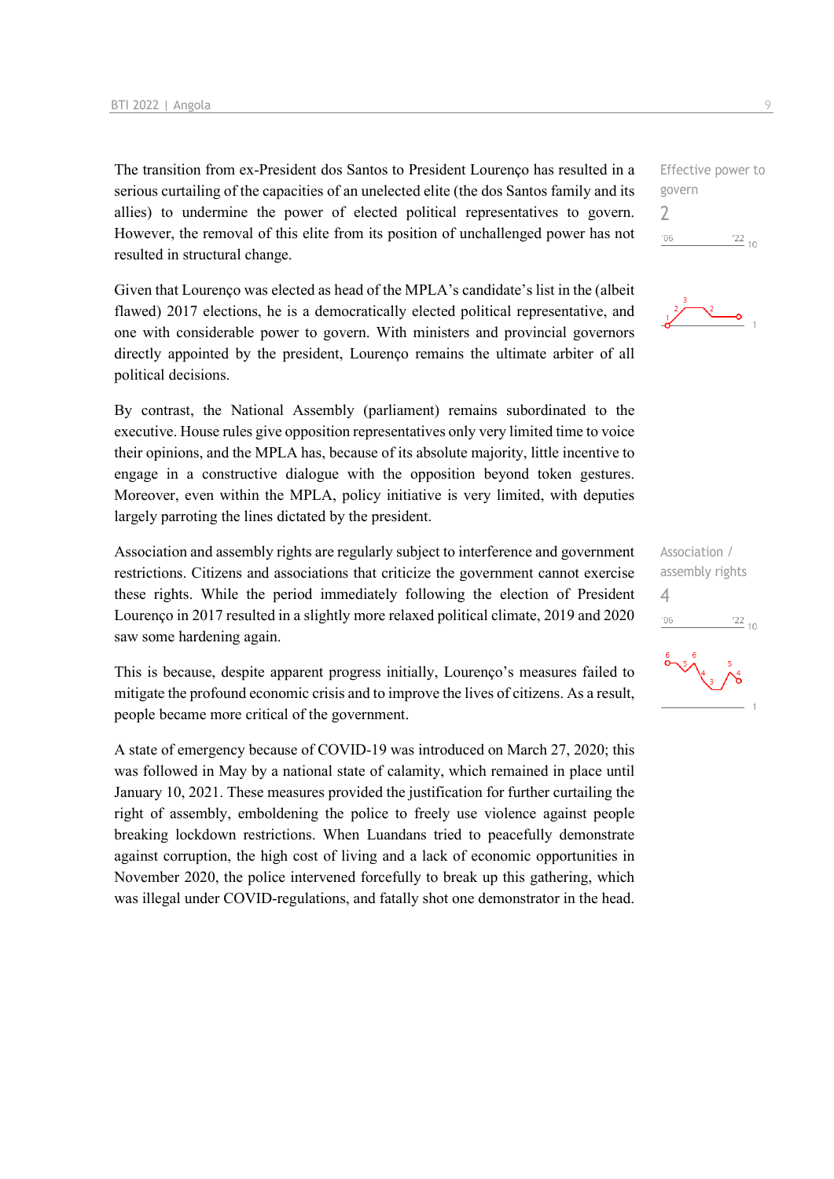The transition from ex-President dos Santos to President Lourenço has resulted in a serious curtailing of the capacities of an unelected elite (the dos Santos family and its allies) to undermine the power of elected political representatives to govern. However, the removal of this elite from its position of unchallenged power has not resulted in structural change.

Effective power to govern
2

Given that Lourenço was elected as head of the MPLA's candidate's list in the (albeit flawed) 2017 elections, he is a democratically elected political representative, and one with considerable power to govern. With ministers and provincial governors directly appointed by the president, Lourenço remains the ultimate arbiter of all political decisions.

By contrast, the National Assembly (parliament) remains subordinated to the executive. House rules give opposition representatives only very limited time to voice their opinions, and the MPLA has, because of its absolute majority, little incentive to engage in a constructive dialogue with the opposition beyond token gestures. Moreover, even within the MPLA, policy initiative is very limited, with deputies largely parroting the lines dictated by the president.

Association and assembly rights are regularly subject to interference and government restrictions. Citizens and associations that criticize the government cannot exercise these rights. While the period immediately following the election of President Lourenço in 2017 resulted in a slightly more relaxed political climate, 2019 and 2020 saw some hardening again.

Association / assembly rights
4

This is because, despite apparent progress initially, Lourenço's measures failed to mitigate the profound economic crisis and to improve the lives of citizens. As a result, people became more critical of the government.

A state of emergency because of COVID-19 was introduced on March 27, 2020; this was followed in May by a national state of calamity, which remained in place until January 10, 2021. These measures provided the justification for further curtailing the right of assembly, emboldening the police to freely use violence against people breaking lockdown restrictions. When Luandans tried to peacefully demonstrate against corruption, the high cost of living and a lack of economic opportunities in November 2020, the police intervened forcefully to break up this gathering, which was illegal under COVID-regulations, and fatally shot one demonstrator in the head.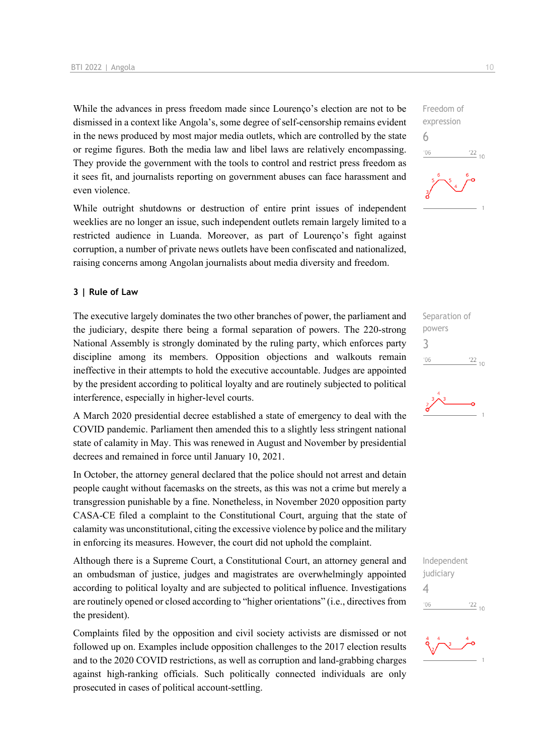While the advances in press freedom made since Lourenço's election are not to be dismissed in a context like Angola's, some degree of self-censorship remains evident in the news produced by most major media outlets, which are controlled by the state or regime figures. Both the media law and libel laws are relatively encompassing. They provide the government with the tools to control and restrict press freedom as it sees fit, and journalists reporting on government abuses can face harassment and even violence.

Freedom of expression
6

While outright shutdowns or destruction of entire print issues of independent weeklies are no longer an issue, such independent outlets remain largely limited to a restricted audience in Luanda. Moreover, as part of Lourenço's fight against corruption, a number of private news outlets have been confiscated and nationalized, raising concerns among Angolan journalists about media diversity and freedom.

## 3 | Rule of Law

The executive largely dominates the two other branches of power, the parliament and the judiciary, despite there being a formal separation of powers. The 220-strong National Assembly is strongly dominated by the ruling party, which enforces party discipline among its members. Opposition objections and walkouts remain ineffective in their attempts to hold the executive accountable. Judges are appointed by the president according to political loyalty and are routinely subjected to political interference, especially in higher-level courts.

Separation of powers
3

A March 2020 presidential decree established a state of emergency to deal with the COVID pandemic. Parliament then amended this to a slightly less stringent national state of calamity in May. This was renewed in August and November by presidential decrees and remained in force until January 10, 2021.

In October, the attorney general declared that the police should not arrest and detain people caught without facemasks on the streets, as this was not a crime but merely a transgression punishable by a fine. Nonetheless, in November 2020 opposition party CASA-CE filed a complaint to the Constitutional Court, arguing that the state of calamity was unconstitutional, citing the excessive violence by police and the military in enforcing its measures. However, the court did not uphold the complaint.

Although there is a Supreme Court, a Constitutional Court, an attorney general and an ombudsman of justice, judges and magistrates are overwhelmingly appointed according to political loyalty and are subjected to political influence. Investigations are routinely opened or closed according to "higher orientations" (i.e., directives from the president).

Independent judiciary
4

Complaints filed by the opposition and civil society activists are dismissed or not followed up on. Examples include opposition challenges to the 2017 election results and to the 2020 COVID restrictions, as well as corruption and land-grabbing charges against high-ranking officials. Such politically connected individuals are only prosecuted in cases of political account-settling.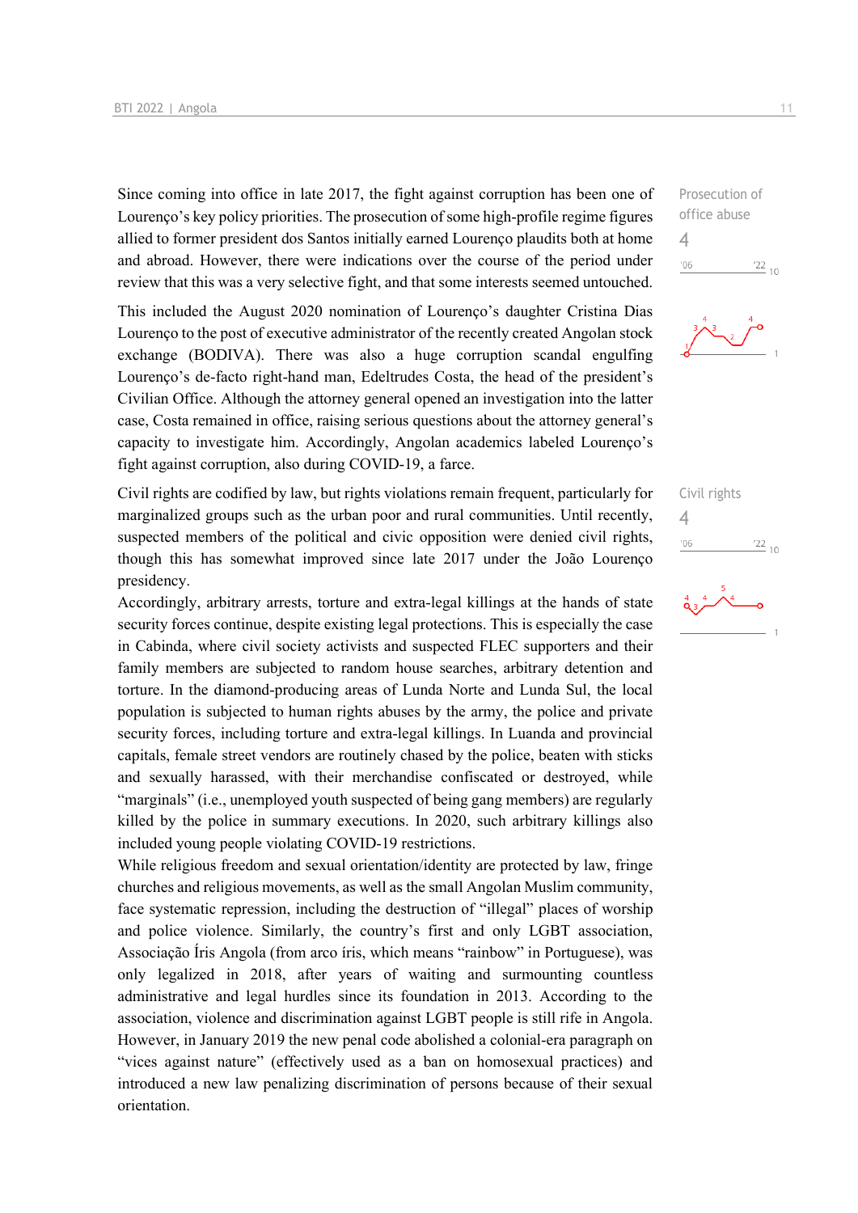Since coming into office in late 2017, the fight against corruption has been one of Lourenço's key policy priorities. The prosecution of some high-profile regime figures allied to former president dos Santos initially earned Lourenço plaudits both at home and abroad. However, there were indications over the course of the period under review that this was a very selective fight, and that some interests seemed untouched.

Prosecution of office abuse
4

This included the August 2020 nomination of Lourenço's daughter Cristina Dias Lourenço to the post of executive administrator of the recently created Angolan stock exchange (BODIVA). There was also a huge corruption scandal engulfing Lourenço's de-facto right-hand man, Edeltrudes Costa, the head of the president's Civilian Office. Although the attorney general opened an investigation into the latter case, Costa remained in office, raising serious questions about the attorney general's capacity to investigate him. Accordingly, Angolan academics labeled Lourenço's fight against corruption, also during COVID-19, a farce.

Civil rights are codified by law, but rights violations remain frequent, particularly for marginalized groups such as the urban poor and rural communities. Until recently, suspected members of the political and civic opposition were denied civil rights, though this has somewhat improved since late 2017 under the João Lourenço presidency.

Civil rights
4

Accordingly, arbitrary arrests, torture and extra-legal killings at the hands of state security forces continue, despite existing legal protections. This is especially the case in Cabinda, where civil society activists and suspected FLEC supporters and their family members are subjected to random house searches, arbitrary detention and torture. In the diamond-producing areas of Lunda Norte and Lunda Sul, the local population is subjected to human rights abuses by the army, the police and private security forces, including torture and extra-legal killings. In Luanda and provincial capitals, female street vendors are routinely chased by the police, beaten with sticks and sexually harassed, with their merchandise confiscated or destroyed, while "marginals" (i.e., unemployed youth suspected of being gang members) are regularly killed by the police in summary executions. In 2020, such arbitrary killings also included young people violating COVID-19 restrictions.

While religious freedom and sexual orientation/identity are protected by law, fringe churches and religious movements, as well as the small Angolan Muslim community, face systematic repression, including the destruction of "illegal" places of worship and police violence. Similarly, the country's first and only LGBT association, Associação Íris Angola (from arco íris, which means "rainbow" in Portuguese), was only legalized in 2018, after years of waiting and surmounting countless administrative and legal hurdles since its foundation in 2013. According to the association, violence and discrimination against LGBT people is still rife in Angola. However, in January 2019 the new penal code abolished a colonial-era paragraph on "vices against nature" (effectively used as a ban on homosexual practices) and introduced a new law penalizing discrimination of persons because of their sexual orientation.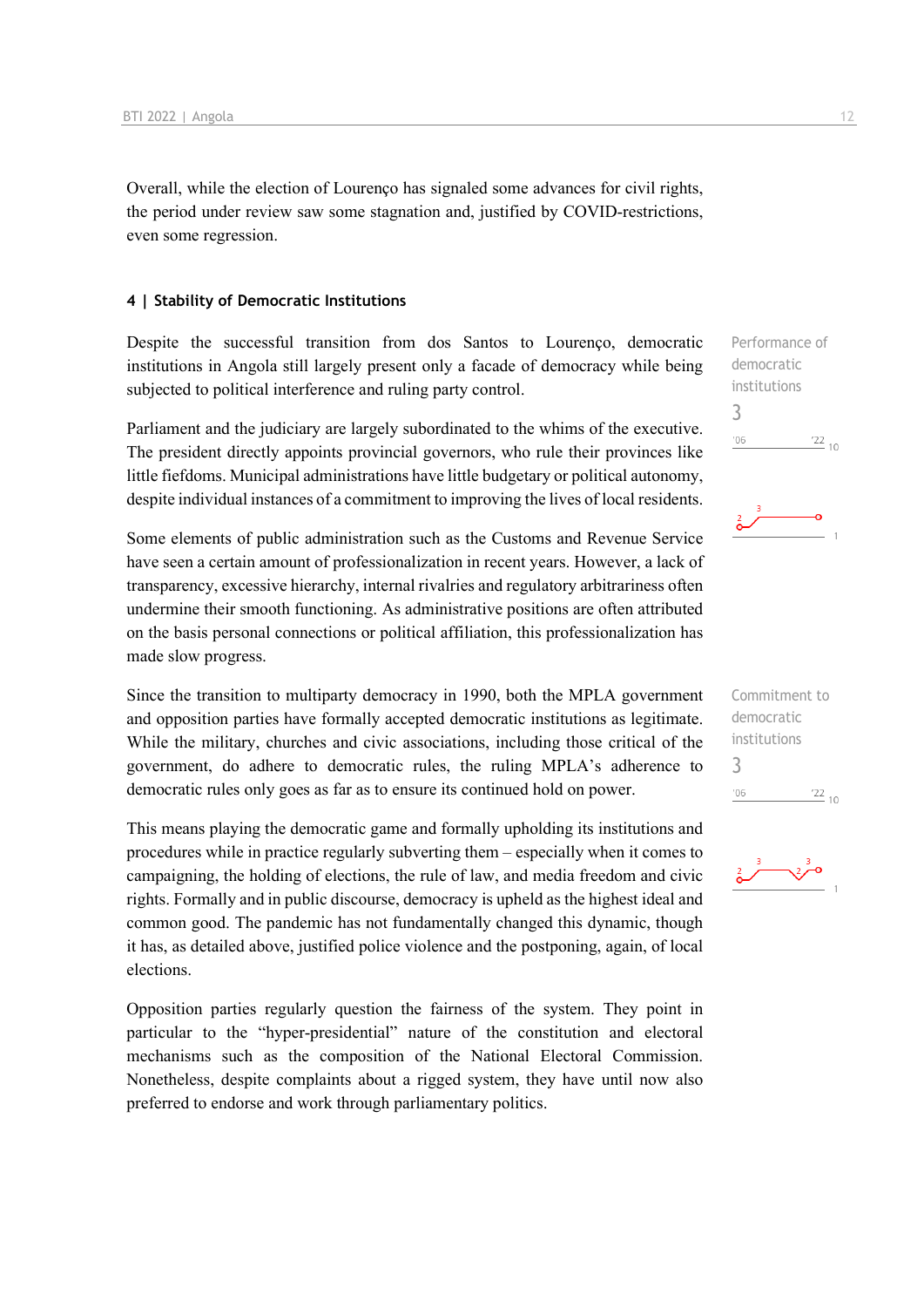Overall, while the election of Lourenço has signaled some advances for civil rights, the period under review saw some stagnation and, justified by COVID-restrictions, even some regression.

## 4 | Stability of Democratic Institutions

Performance of democratic institutions
3

Despite the successful transition from dos Santos to Lourenço, democratic institutions in Angola still largely present only a facade of democracy while being subjected to political interference and ruling party control.

Parliament and the judiciary are largely subordinated to the whims of the executive. The president directly appoints provincial governors, who rule their provinces like little fiefdoms. Municipal administrations have little budgetary or political autonomy, despite individual instances of a commitment to improving the lives of local residents.

Some elements of public administration such as the Customs and Revenue Service have seen a certain amount of professionalization in recent years. However, a lack of transparency, excessive hierarchy, internal rivalries and regulatory arbitrariness often undermine their smooth functioning. As administrative positions are often attributed on the basis personal connections or political affiliation, this professionalization has made slow progress.

Commitment to democratic institutions
3

Since the transition to multiparty democracy in 1990, both the MPLA government and opposition parties have formally accepted democratic institutions as legitimate. While the military, churches and civic associations, including those critical of the government, do adhere to democratic rules, the ruling MPLA's adherence to democratic rules only goes as far as to ensure its continued hold on power.

This means playing the democratic game and formally upholding its institutions and procedures while in practice regularly subverting them – especially when it comes to campaigning, the holding of elections, the rule of law, and media freedom and civic rights. Formally and in public discourse, democracy is upheld as the highest ideal and common good. The pandemic has not fundamentally changed this dynamic, though it has, as detailed above, justified police violence and the postponing, again, of local elections.

Opposition parties regularly question the fairness of the system. They point in particular to the "hyper-presidential" nature of the constitution and electoral mechanisms such as the composition of the National Electoral Commission. Nonetheless, despite complaints about a rigged system, they have until now also preferred to endorse and work through parliamentary politics.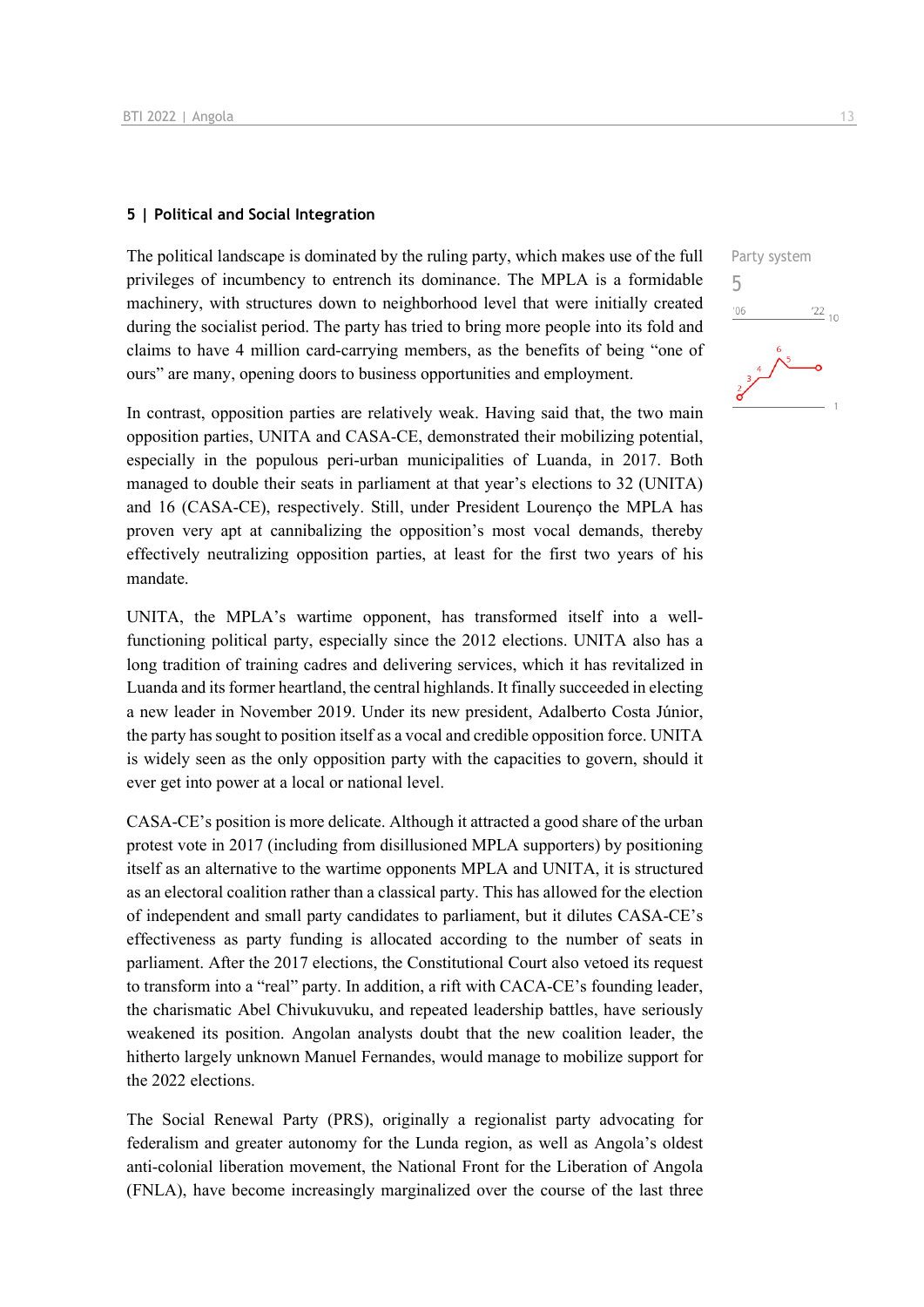## 5 | Political and Social Integration

Party system

5

The political landscape is dominated by the ruling party, which makes use of the full privileges of incumbency to entrench its dominance. The MPLA is a formidable machinery, with structures down to neighborhood level that were initially created during the socialist period. The party has tried to bring more people into its fold and claims to have 4 million card-carrying members, as the benefits of being "one of ours" are many, opening doors to business opportunities and employment.

In contrast, opposition parties are relatively weak. Having said that, the two main opposition parties, UNITA and CASA-CE, demonstrated their mobilizing potential, especially in the populous peri-urban municipalities of Luanda, in 2017. Both managed to double their seats in parliament at that year's elections to 32 (UNITA) and 16 (CASA-CE), respectively. Still, under President Lourenço the MPLA has proven very apt at cannibalizing the opposition's most vocal demands, thereby effectively neutralizing opposition parties, at least for the first two years of his mandate.

UNITA, the MPLA's wartime opponent, has transformed itself into a well-functioning political party, especially since the 2012 elections. UNITA also has a long tradition of training cadres and delivering services, which it has revitalized in Luanda and its former heartland, the central highlands. It finally succeeded in electing a new leader in November 2019. Under its new president, Adalberto Costa Júnior, the party has sought to position itself as a vocal and credible opposition force. UNITA is widely seen as the only opposition party with the capacities to govern, should it ever get into power at a local or national level.

CASA-CE's position is more delicate. Although it attracted a good share of the urban protest vote in 2017 (including from disillusioned MPLA supporters) by positioning itself as an alternative to the wartime opponents MPLA and UNITA, it is structured as an electoral coalition rather than a classical party. This has allowed for the election of independent and small party candidates to parliament, but it dilutes CASA-CE's effectiveness as party funding is allocated according to the number of seats in parliament. After the 2017 elections, the Constitutional Court also vetoed its request to transform into a "real" party. In addition, a rift with CACA-CE's founding leader, the charismatic Abel Chivukuvuku, and repeated leadership battles, have seriously weakened its position. Angolan analysts doubt that the new coalition leader, the hitherto largely unknown Manuel Fernandes, would manage to mobilize support for the 2022 elections.

The Social Renewal Party (PRS), originally a regionalist party advocating for federalism and greater autonomy for the Lunda region, as well as Angola's oldest anti-colonial liberation movement, the National Front for the Liberation of Angola (FNLA), have become increasingly marginalized over the course of the last three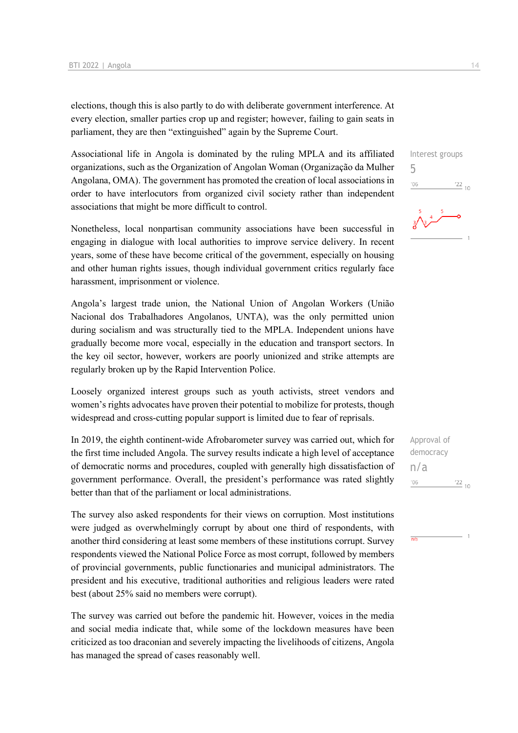elections, though this is also partly to do with deliberate government interference. At every election, smaller parties crop up and register; however, failing to gain seats in parliament, they are then “extinguished” again by the Supreme Court.

Interest groups
5

Associational life in Angola is dominated by the ruling MPLA and its affiliated organizations, such as the Organization of Angolan Woman (Organização da Mulher Angolana, OMA). The government has promoted the creation of local associations in order to have interlocutors from organized civil society rather than independent associations that might be more difficult to control.

Nonetheless, local nonpartisan community associations have been successful in engaging in dialogue with local authorities to improve service delivery. In recent years, some of these have become critical of the government, especially on housing and other human rights issues, though individual government critics regularly face harassment, imprisonment or violence.

Angola’s largest trade union, the National Union of Angolan Workers (União Nacional dos Trabalhadores Angolanos, UNTA), was the only permitted union during socialism and was structurally tied to the MPLA. Independent unions have gradually become more vocal, especially in the education and transport sectors. In the key oil sector, however, workers are poorly unionized and strike attempts are regularly broken up by the Rapid Intervention Police.

Loosely organized interest groups such as youth activists, street vendors and women’s rights advocates have proven their potential to mobilize for protests, though widespread and cross-cutting popular support is limited due to fear of reprisals.

Approval of democracy
n/a

In 2019, the eighth continent-wide Afrobarometer survey was carried out, which for the first time included Angola. The survey results indicate a high level of acceptance of democratic norms and procedures, coupled with generally high dissatisfaction of government performance. Overall, the president’s performance was rated slightly better than that of the parliament or local administrations.

The survey also asked respondents for their views on corruption. Most institutions were judged as overwhelmingly corrupt by about one third of respondents, with another third considering at least some members of these institutions corrupt. Survey respondents viewed the National Police Force as most corrupt, followed by members of provincial governments, public functionaries and municipal administrators. The president and his executive, traditional authorities and religious leaders were rated best (about 25% said no members were corrupt).

The survey was carried out before the pandemic hit. However, voices in the media and social media indicate that, while some of the lockdown measures have been criticized as too draconian and severely impacting the livelihoods of citizens, Angola has managed the spread of cases reasonably well.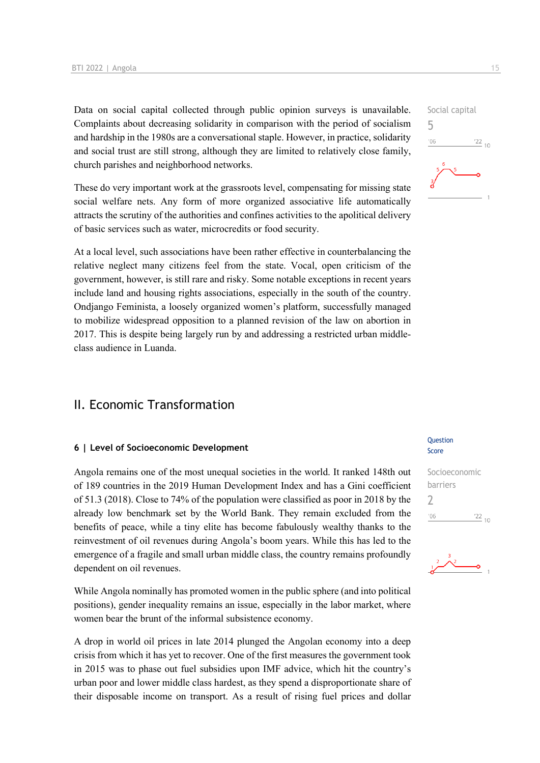Data on social capital collected through public opinion surveys is unavailable. Complaints about decreasing solidarity in comparison with the period of socialism and hardship in the 1980s are a conversational staple. However, in practice, solidarity and social trust are still strong, although they are limited to relatively close family, church parishes and neighborhood networks.

Social capital
5

These do very important work at the grassroots level, compensating for missing state social welfare nets. Any form of more organized associative life automatically attracts the scrutiny of the authorities and confines activities to the apolitical delivery of basic services such as water, microcredits or food security.

At a local level, such associations have been rather effective in counterbalancing the relative neglect many citizens feel from the state. Vocal, open criticism of the government, however, is still rare and risky. Some notable exceptions in recent years include land and housing rights associations, especially in the south of the country. Ondjango Feminista, a loosely organized women's platform, successfully managed to mobilize widespread opposition to a planned revision of the law on abortion in 2017. This is despite being largely run by and addressing a restricted urban middle-class audience in Luanda.

## II. Economic Transformation

### 6 | Level of Socioeconomic Development

Question Score

Socioeconomic barriers
2

Angola remains one of the most unequal societies in the world. It ranked 148th out of 189 countries in the 2019 Human Development Index and has a Gini coefficient of 51.3 (2018). Close to 74% of the population were classified as poor in 2018 by the already low benchmark set by the World Bank. They remain excluded from the benefits of peace, while a tiny elite has become fabulously wealthy thanks to the reinvestment of oil revenues during Angola's boom years. While this has led to the emergence of a fragile and small urban middle class, the country remains profoundly dependent on oil revenues.

While Angola nominally has promoted women in the public sphere (and into political positions), gender inequality remains an issue, especially in the labor market, where women bear the brunt of the informal subsistence economy.

A drop in world oil prices in late 2014 plunged the Angolan economy into a deep crisis from which it has yet to recover. One of the first measures the government took in 2015 was to phase out fuel subsidies upon IMF advice, which hit the country's urban poor and lower middle class hardest, as they spend a disproportionate share of their disposable income on transport. As a result of rising fuel prices and dollar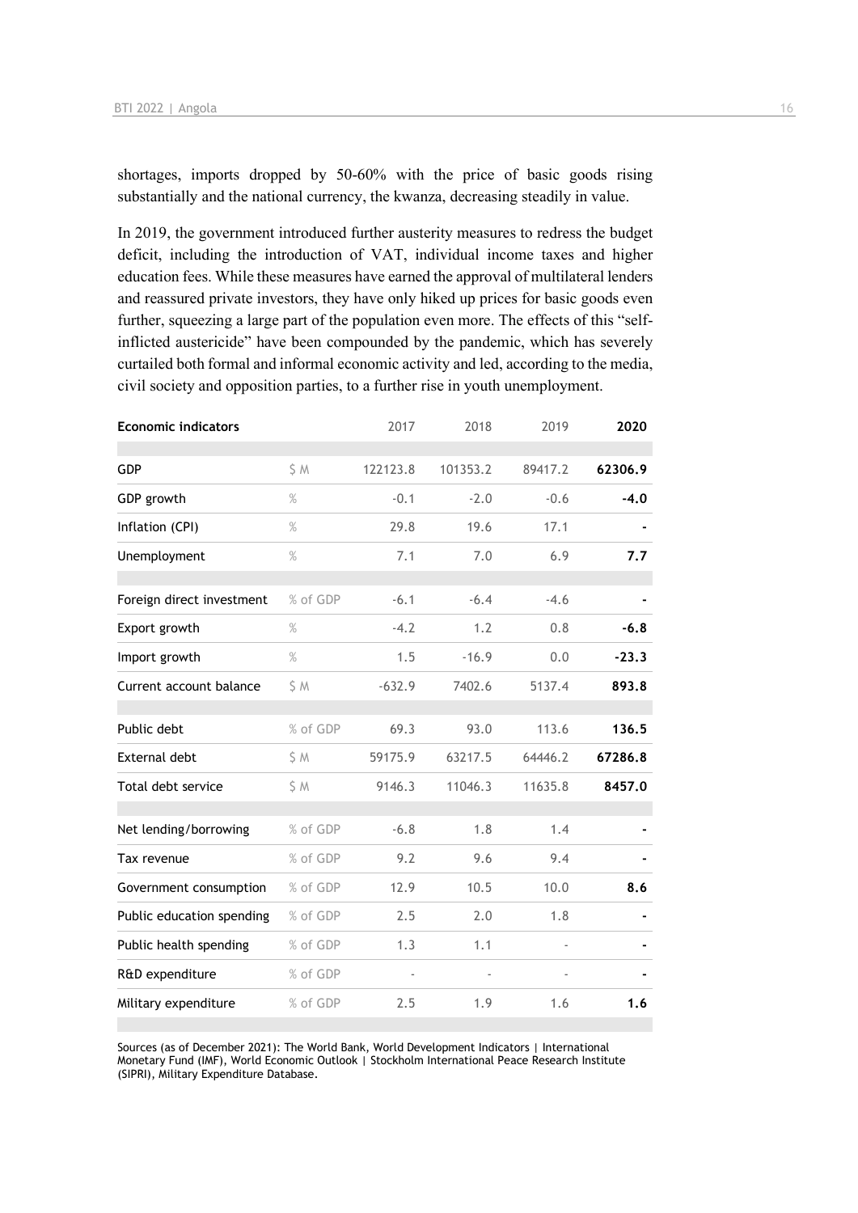shortages, imports dropped by 50-60% with the price of basic goods rising substantially and the national currency, the kwanza, decreasing steadily in value.

In 2019, the government introduced further austerity measures to redress the budget deficit, including the introduction of VAT, individual income taxes and higher education fees. While these measures have earned the approval of multilateral lenders and reassured private investors, they have only hiked up prices for basic goods even further, squeezing a large part of the population even more. The effects of this "self-inflicted austericide" have been compounded by the pandemic, which has severely curtailed both formal and informal economic activity and led, according to the media, civil society and opposition parties, to a further rise in youth unemployment.

| Economic indicators | | 2017 | 2018 | 2019 | 2020 |
|---|---|---|---|---|---|
| GDP | $ M | 122123.8 | 101353.2 | 89417.2 | **62306.9** |
| GDP growth | % | -0.1 | -2.0 | -0.6 | **-4.0** |
| Inflation (CPI) | % | 29.8 | 19.6 | 17.1 | **-** |
| Unemployment | % | 7.1 | 7.0 | 6.9 | **7.7** |
| Foreign direct investment | % of GDP | -6.1 | -6.4 | -4.6 | **-** |
| Export growth | % | -4.2 | 1.2 | 0.8 | **-6.8** |
| Import growth | % | 1.5 | -16.9 | 0.0 | **-23.3** |
| Current account balance | $ M | -632.9 | 7402.6 | 5137.4 | **893.8** |
| Public debt | % of GDP | 69.3 | 93.0 | 113.6 | **136.5** |
| External debt | $ M | 59175.9 | 63217.5 | 64446.2 | **67286.8** |
| Total debt service | $ M | 9146.3 | 11046.3 | 11635.8 | **8457.0** |
| Net lending/borrowing | % of GDP | -6.8 | 1.8 | 1.4 | **-** |
| Tax revenue | % of GDP | 9.2 | 9.6 | 9.4 | **-** |
| Government consumption | % of GDP | 12.9 | 10.5 | 10.0 | **8.6** |
| Public education spending | % of GDP | 2.5 | 2.0 | 1.8 | **-** |
| Public health spending | % of GDP | 1.3 | 1.1 | - | **-** |
| R&D expenditure | % of GDP | - | - | - | **-** |
| Military expenditure | % of GDP | 2.5 | 1.9 | 1.6 | **1.6** |

Sources (as of December 2021): The World Bank, World Development Indicators | International Monetary Fund (IMF), World Economic Outlook | Stockholm International Peace Research Institute (SIPRI), Military Expenditure Database.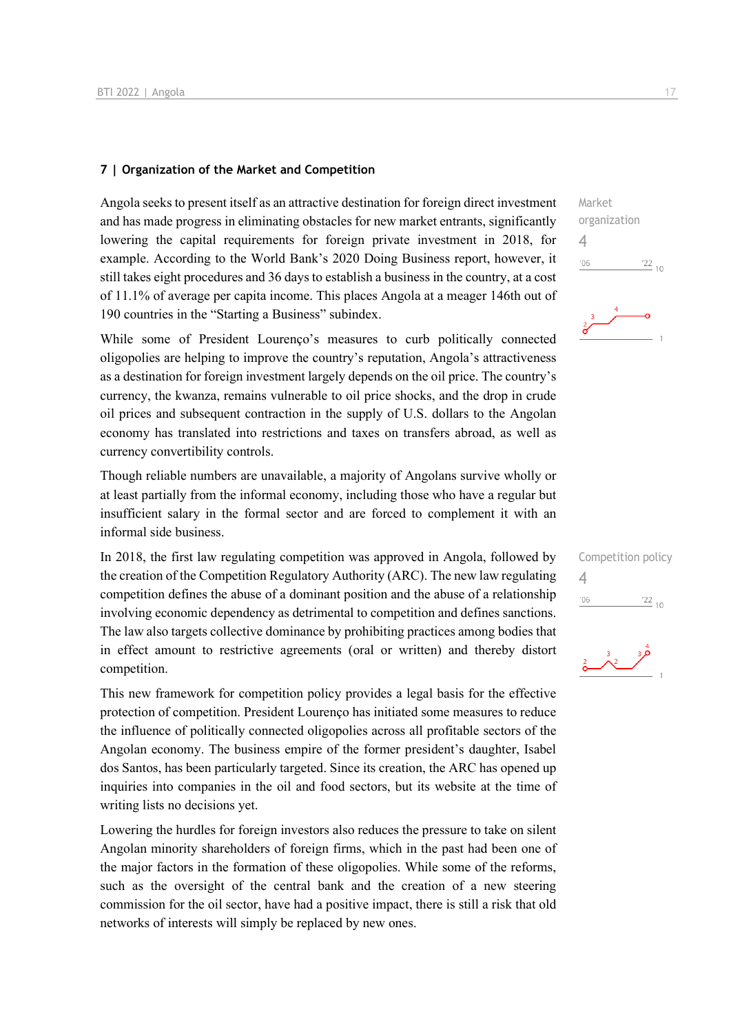## 7 | Organization of the Market and Competition

Market organization
4

Angola seeks to present itself as an attractive destination for foreign direct investment and has made progress in eliminating obstacles for new market entrants, significantly lowering the capital requirements for foreign private investment in 2018, for example. According to the World Bank's 2020 Doing Business report, however, it still takes eight procedures and 36 days to establish a business in the country, at a cost of 11.1% of average per capita income. This places Angola at a meager 146th out of 190 countries in the "Starting a Business" subindex.

While some of President Lourenço's measures to curb politically connected oligopolies are helping to improve the country's reputation, Angola's attractiveness as a destination for foreign investment largely depends on the oil price. The country's currency, the kwanza, remains vulnerable to oil price shocks, and the drop in crude oil prices and subsequent contraction in the supply of U.S. dollars to the Angolan economy has translated into restrictions and taxes on transfers abroad, as well as currency convertibility controls.

Though reliable numbers are unavailable, a majority of Angolans survive wholly or at least partially from the informal economy, including those who have a regular but insufficient salary in the formal sector and are forced to complement it with an informal side business.

Competition policy
4

In 2018, the first law regulating competition was approved in Angola, followed by the creation of the Competition Regulatory Authority (ARC). The new law regulating competition defines the abuse of a dominant position and the abuse of a relationship involving economic dependency as detrimental to competition and defines sanctions. The law also targets collective dominance by prohibiting practices among bodies that in effect amount to restrictive agreements (oral or written) and thereby distort competition.

This new framework for competition policy provides a legal basis for the effective protection of competition. President Lourenço has initiated some measures to reduce the influence of politically connected oligopolies across all profitable sectors of the Angolan economy. The business empire of the former president's daughter, Isabel dos Santos, has been particularly targeted. Since its creation, the ARC has opened up inquiries into companies in the oil and food sectors, but its website at the time of writing lists no decisions yet.

Lowering the hurdles for foreign investors also reduces the pressure to take on silent Angolan minority shareholders of foreign firms, which in the past had been one of the major factors in the formation of these oligopolies. While some of the reforms, such as the oversight of the central bank and the creation of a new steering commission for the oil sector, have had a positive impact, there is still a risk that old networks of interests will simply be replaced by new ones.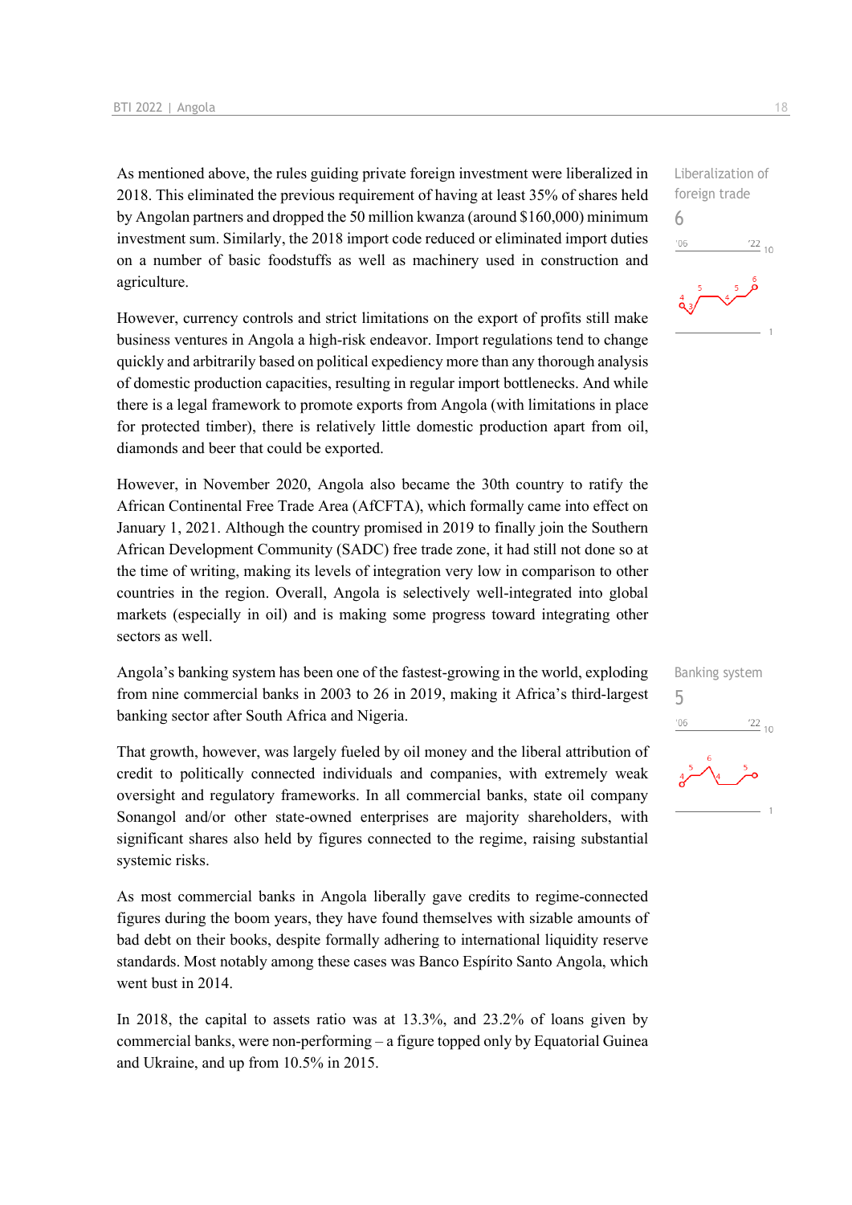As mentioned above, the rules guiding private foreign investment were liberalized in 2018. This eliminated the previous requirement of having at least 35% of shares held by Angolan partners and dropped the 50 million kwanza (around $160,000) minimum investment sum. Similarly, the 2018 import code reduced or eliminated import duties on a number of basic foodstuffs as well as machinery used in construction and agriculture.

Liberalization of foreign trade
6

However, currency controls and strict limitations on the export of profits still make business ventures in Angola a high-risk endeavor. Import regulations tend to change quickly and arbitrarily based on political expediency more than any thorough analysis of domestic production capacities, resulting in regular import bottlenecks. And while there is a legal framework to promote exports from Angola (with limitations in place for protected timber), there is relatively little domestic production apart from oil, diamonds and beer that could be exported.

However, in November 2020, Angola also became the 30th country to ratify the African Continental Free Trade Area (AfCFTA), which formally came into effect on January 1, 2021. Although the country promised in 2019 to finally join the Southern African Development Community (SADC) free trade zone, it had still not done so at the time of writing, making its levels of integration very low in comparison to other countries in the region. Overall, Angola is selectively well-integrated into global markets (especially in oil) and is making some progress toward integrating other sectors as well.

Angola's banking system has been one of the fastest-growing in the world, exploding from nine commercial banks in 2003 to 26 in 2019, making it Africa's third-largest banking sector after South Africa and Nigeria.

Banking system
5

That growth, however, was largely fueled by oil money and the liberal attribution of credit to politically connected individuals and companies, with extremely weak oversight and regulatory frameworks. In all commercial banks, state oil company Sonangol and/or other state-owned enterprises are majority shareholders, with significant shares also held by figures connected to the regime, raising substantial systemic risks.

As most commercial banks in Angola liberally gave credits to regime-connected figures during the boom years, they have found themselves with sizable amounts of bad debt on their books, despite formally adhering to international liquidity reserve standards. Most notably among these cases was Banco Espírito Santo Angola, which went bust in 2014.

In 2018, the capital to assets ratio was at 13.3%, and 23.2% of loans given by commercial banks, were non-performing – a figure topped only by Equatorial Guinea and Ukraine, and up from 10.5% in 2015.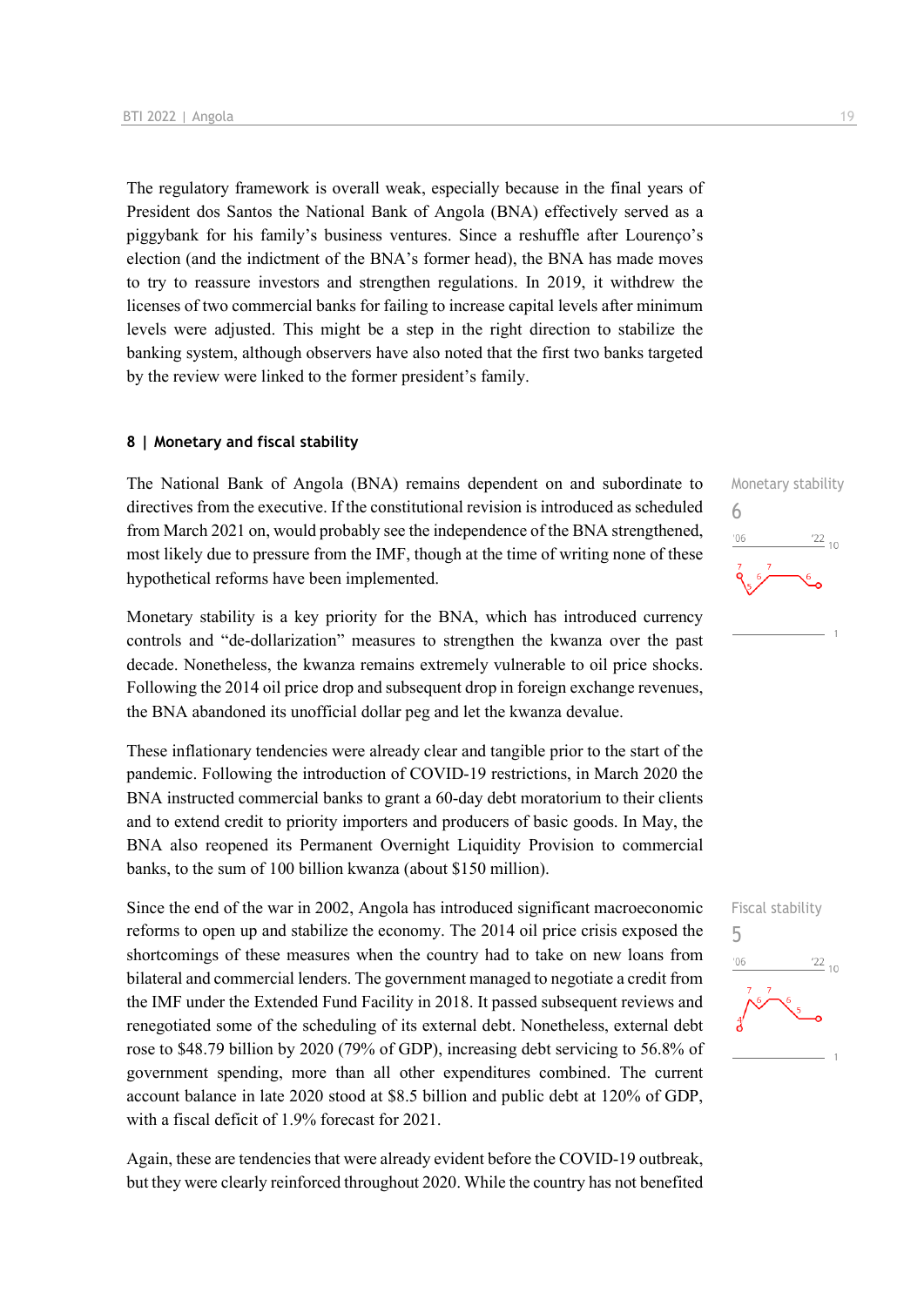The regulatory framework is overall weak, especially because in the final years of President dos Santos the National Bank of Angola (BNA) effectively served as a piggybank for his family's business ventures. Since a reshuffle after Lourenço's election (and the indictment of the BNA's former head), the BNA has made moves to try to reassure investors and strengthen regulations. In 2019, it withdrew the licenses of two commercial banks for failing to increase capital levels after minimum levels were adjusted. This might be a step in the right direction to stabilize the banking system, although observers have also noted that the first two banks targeted by the review were linked to the former president's family.

#### 8 | Monetary and fiscal stability

Monetary stability
6

The National Bank of Angola (BNA) remains dependent on and subordinate to directives from the executive. If the constitutional revision is introduced as scheduled from March 2021 on, would probably see the independence of the BNA strengthened, most likely due to pressure from the IMF, though at the time of writing none of these hypothetical reforms have been implemented.

Monetary stability is a key priority for the BNA, which has introduced currency controls and "de-dollarization" measures to strengthen the kwanza over the past decade. Nonetheless, the kwanza remains extremely vulnerable to oil price shocks. Following the 2014 oil price drop and subsequent drop in foreign exchange revenues, the BNA abandoned its unofficial dollar peg and let the kwanza devalue.

These inflationary tendencies were already clear and tangible prior to the start of the pandemic. Following the introduction of COVID-19 restrictions, in March 2020 the BNA instructed commercial banks to grant a 60-day debt moratorium to their clients and to extend credit to priority importers and producers of basic goods. In May, the BNA also reopened its Permanent Overnight Liquidity Provision to commercial banks, to the sum of 100 billion kwanza (about $150 million).

Fiscal stability
5

Since the end of the war in 2002, Angola has introduced significant macroeconomic reforms to open up and stabilize the economy. The 2014 oil price crisis exposed the shortcomings of these measures when the country had to take on new loans from bilateral and commercial lenders. The government managed to negotiate a credit from the IMF under the Extended Fund Facility in 2018. It passed subsequent reviews and renegotiated some of the scheduling of its external debt. Nonetheless, external debt rose to $48.79 billion by 2020 (79% of GDP), increasing debt servicing to 56.8% of government spending, more than all other expenditures combined. The current account balance in late 2020 stood at $8.5 billion and public debt at 120% of GDP, with a fiscal deficit of 1.9% forecast for 2021.

Again, these are tendencies that were already evident before the COVID-19 outbreak, but they were clearly reinforced throughout 2020. While the country has not benefited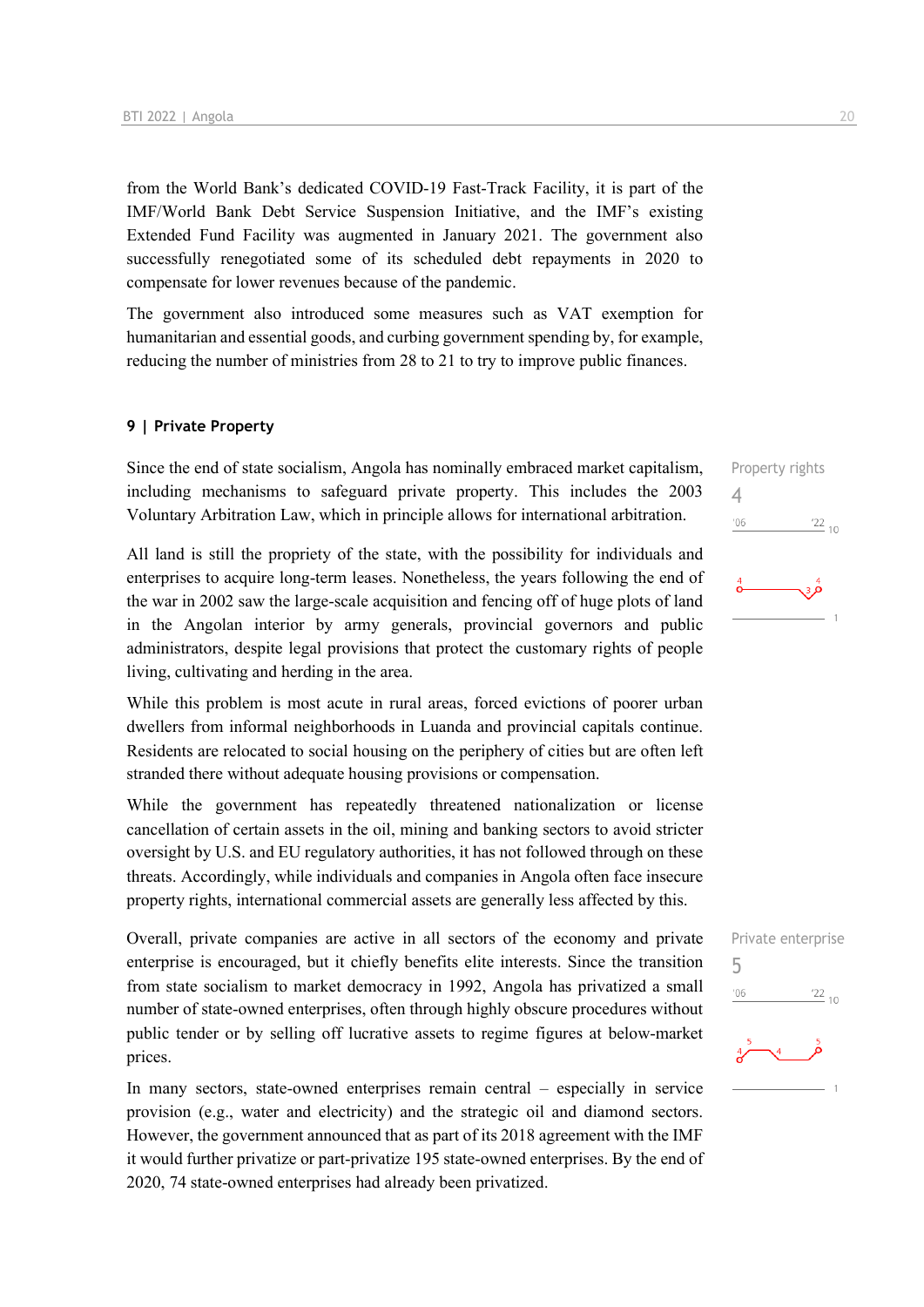from the World Bank's dedicated COVID-19 Fast-Track Facility, it is part of the IMF/World Bank Debt Service Suspension Initiative, and the IMF's existing Extended Fund Facility was augmented in January 2021. The government also successfully renegotiated some of its scheduled debt repayments in 2020 to compensate for lower revenues because of the pandemic.

The government also introduced some measures such as VAT exemption for humanitarian and essential goods, and curbing government spending by, for example, reducing the number of ministries from 28 to 21 to try to improve public finances.

## 9 | Private Property

Property rights
4

Since the end of state socialism, Angola has nominally embraced market capitalism, including mechanisms to safeguard private property. This includes the 2003 Voluntary Arbitration Law, which in principle allows for international arbitration.

All land is still the propriety of the state, with the possibility for individuals and enterprises to acquire long-term leases. Nonetheless, the years following the end of the war in 2002 saw the large-scale acquisition and fencing off of huge plots of land in the Angolan interior by army generals, provincial governors and public administrators, despite legal provisions that protect the customary rights of people living, cultivating and herding in the area.

While this problem is most acute in rural areas, forced evictions of poorer urban dwellers from informal neighborhoods in Luanda and provincial capitals continue. Residents are relocated to social housing on the periphery of cities but are often left stranded there without adequate housing provisions or compensation.

While the government has repeatedly threatened nationalization or license cancellation of certain assets in the oil, mining and banking sectors to avoid stricter oversight by U.S. and EU regulatory authorities, it has not followed through on these threats. Accordingly, while individuals and companies in Angola often face insecure property rights, international commercial assets are generally less affected by this.

Private enterprise
5

Overall, private companies are active in all sectors of the economy and private enterprise is encouraged, but it chiefly benefits elite interests. Since the transition from state socialism to market democracy in 1992, Angola has privatized a small number of state-owned enterprises, often through highly obscure procedures without public tender or by selling off lucrative assets to regime figures at below-market prices.

In many sectors, state-owned enterprises remain central – especially in service provision (e.g., water and electricity) and the strategic oil and diamond sectors. However, the government announced that as part of its 2018 agreement with the IMF it would further privatize or part-privatize 195 state-owned enterprises. By the end of 2020, 74 state-owned enterprises had already been privatized.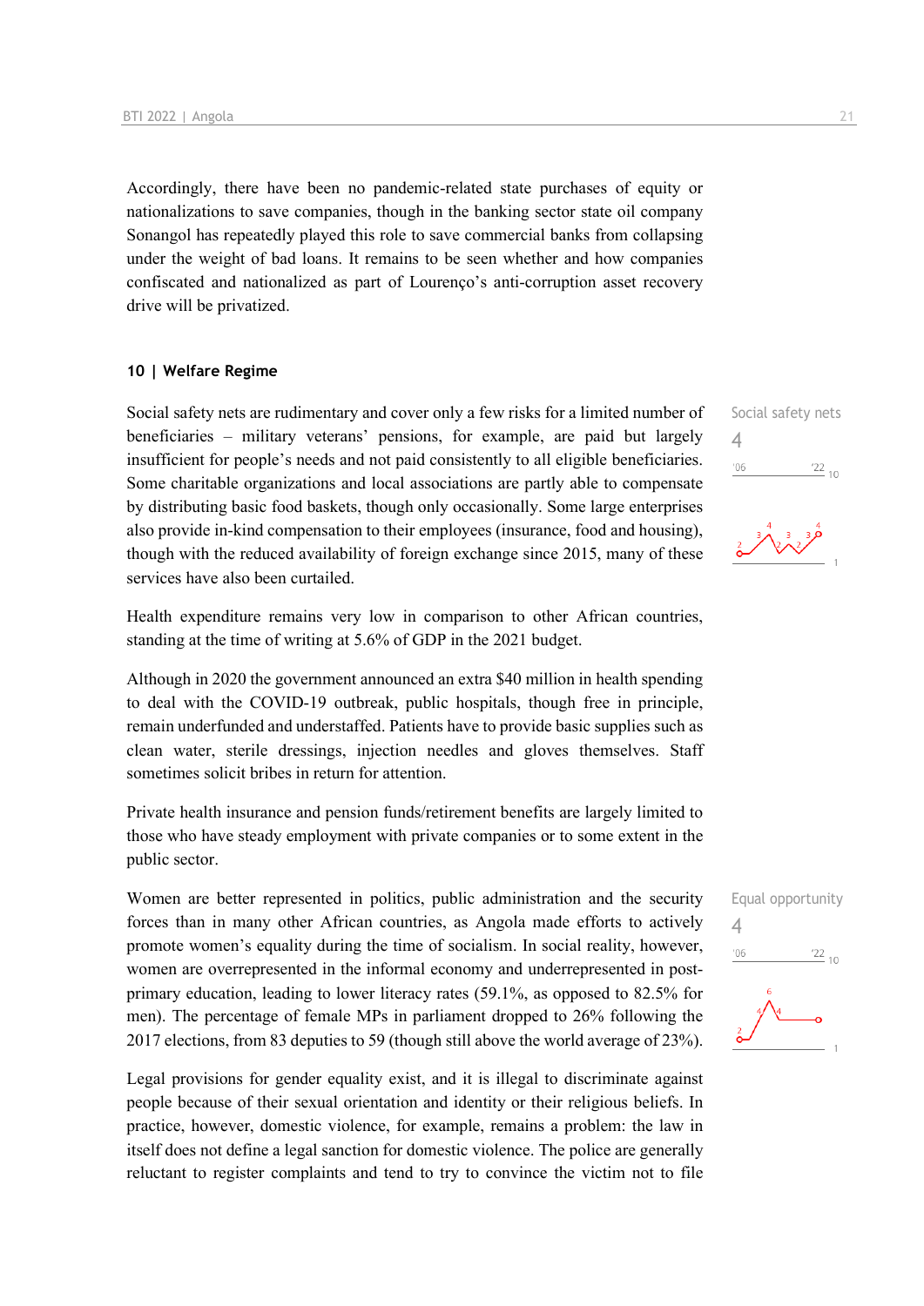Accordingly, there have been no pandemic-related state purchases of equity or nationalizations to save companies, though in the banking sector state oil company Sonangol has repeatedly played this role to save commercial banks from collapsing under the weight of bad loans. It remains to be seen whether and how companies confiscated and nationalized as part of Lourenço's anti-corruption asset recovery drive will be privatized.

## 10 | Welfare Regime

Social safety nets
4

Social safety nets are rudimentary and cover only a few risks for a limited number of beneficiaries – military veterans' pensions, for example, are paid but largely insufficient for people's needs and not paid consistently to all eligible beneficiaries. Some charitable organizations and local associations are partly able to compensate by distributing basic food baskets, though only occasionally. Some large enterprises also provide in-kind compensation to their employees (insurance, food and housing), though with the reduced availability of foreign exchange since 2015, many of these services have also been curtailed.

Health expenditure remains very low in comparison to other African countries, standing at the time of writing at 5.6% of GDP in the 2021 budget.

Although in 2020 the government announced an extra $40 million in health spending to deal with the COVID-19 outbreak, public hospitals, though free in principle, remain underfunded and understaffed. Patients have to provide basic supplies such as clean water, sterile dressings, injection needles and gloves themselves. Staff sometimes solicit bribes in return for attention.

Private health insurance and pension funds/retirement benefits are largely limited to those who have steady employment with private companies or to some extent in the public sector.

Equal opportunity
4

Women are better represented in politics, public administration and the security forces than in many other African countries, as Angola made efforts to actively promote women's equality during the time of socialism. In social reality, however, women are overrepresented in the informal economy and underrepresented in post-primary education, leading to lower literacy rates (59.1%, as opposed to 82.5% for men). The percentage of female MPs in parliament dropped to 26% following the 2017 elections, from 83 deputies to 59 (though still above the world average of 23%).

Legal provisions for gender equality exist, and it is illegal to discriminate against people because of their sexual orientation and identity or their religious beliefs. In practice, however, domestic violence, for example, remains a problem: the law in itself does not define a legal sanction for domestic violence. The police are generally reluctant to register complaints and tend to try to convince the victim not to file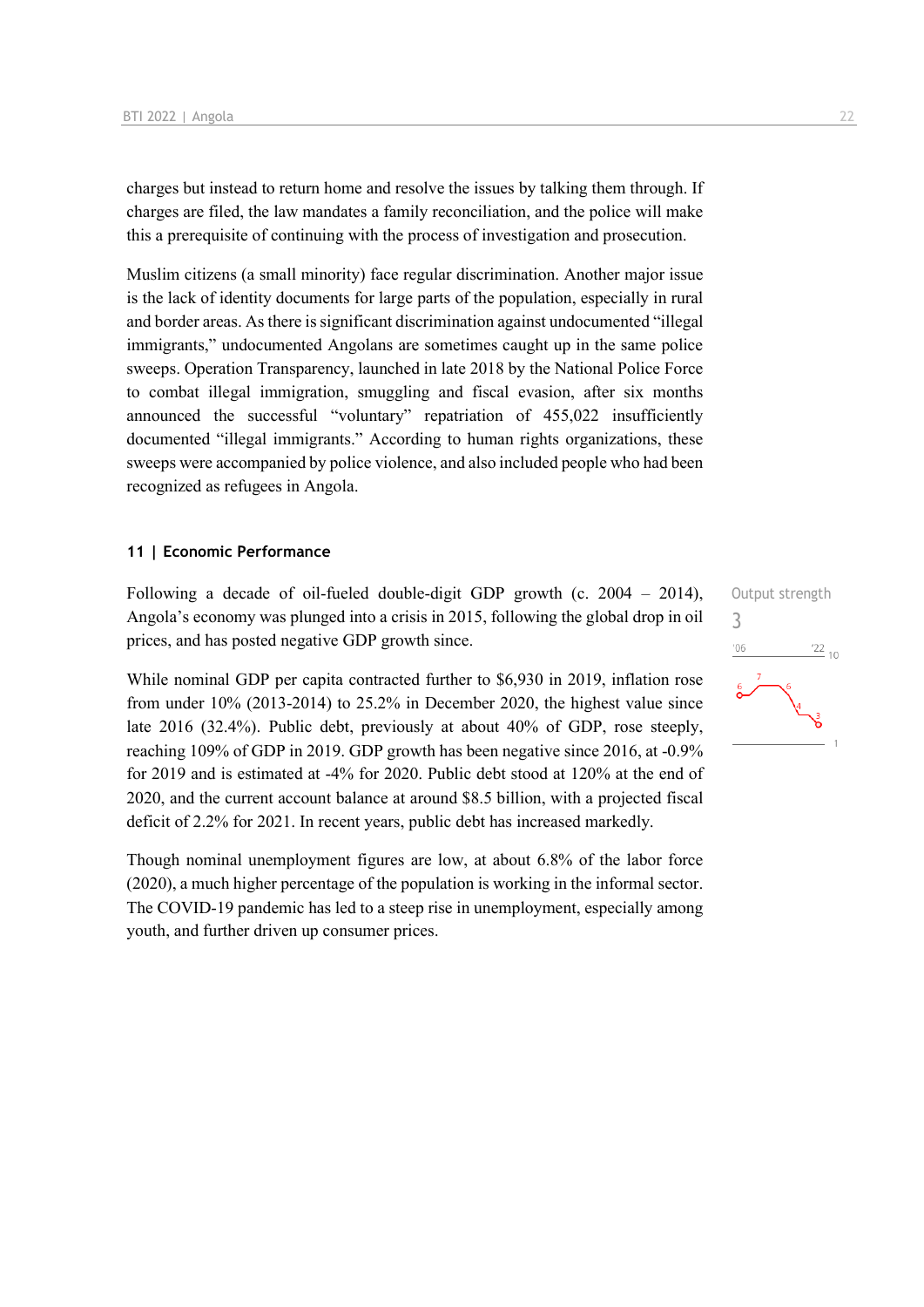charges but instead to return home and resolve the issues by talking them through. If charges are filed, the law mandates a family reconciliation, and the police will make this a prerequisite of continuing with the process of investigation and prosecution.

Muslim citizens (a small minority) face regular discrimination. Another major issue is the lack of identity documents for large parts of the population, especially in rural and border areas. As there is significant discrimination against undocumented "illegal immigrants," undocumented Angolans are sometimes caught up in the same police sweeps. Operation Transparency, launched in late 2018 by the National Police Force to combat illegal immigration, smuggling and fiscal evasion, after six months announced the successful "voluntary" repatriation of 455,022 insufficiently documented "illegal immigrants." According to human rights organizations, these sweeps were accompanied by police violence, and also included people who had been recognized as refugees in Angola.

## 11 | Economic Performance

Following a decade of oil-fueled double-digit GDP growth (c. 2004 – 2014), Angola's economy was plunged into a crisis in 2015, following the global drop in oil prices, and has posted negative GDP growth since.

Output strength
3

While nominal GDP per capita contracted further to $6,930 in 2019, inflation rose from under 10% (2013-2014) to 25.2% in December 2020, the highest value since late 2016 (32.4%). Public debt, previously at about 40% of GDP, rose steeply, reaching 109% of GDP in 2019. GDP growth has been negative since 2016, at -0.9% for 2019 and is estimated at -4% for 2020. Public debt stood at 120% at the end of 2020, and the current account balance at around $8.5 billion, with a projected fiscal deficit of 2.2% for 2021. In recent years, public debt has increased markedly.

Though nominal unemployment figures are low, at about 6.8% of the labor force (2020), a much higher percentage of the population is working in the informal sector. The COVID-19 pandemic has led to a steep rise in unemployment, especially among youth, and further driven up consumer prices.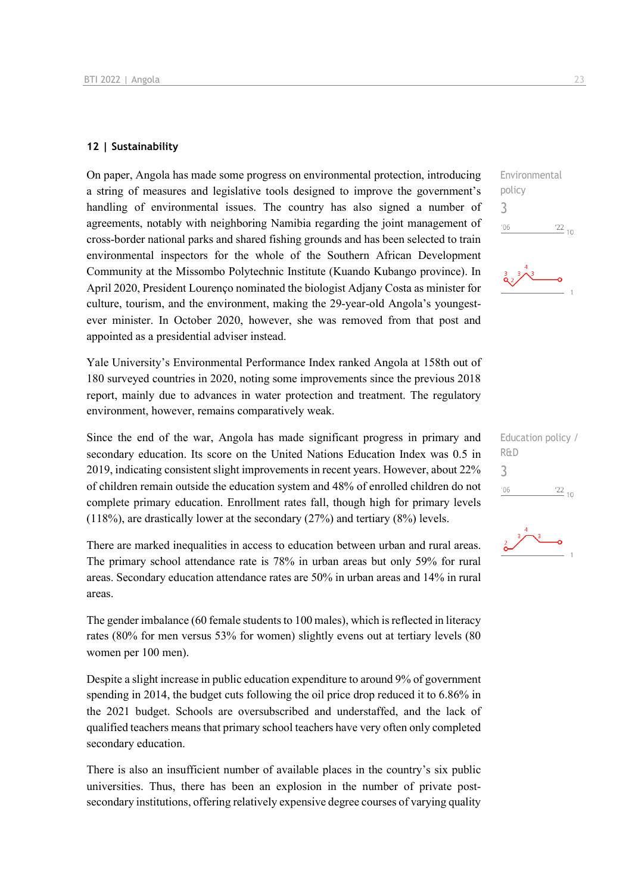## 12 | Sustainability

On paper, Angola has made some progress on environmental protection, introducing a string of measures and legislative tools designed to improve the government's handling of environmental issues. The country has also signed a number of agreements, notably with neighboring Namibia regarding the joint management of cross-border national parks and shared fishing grounds and has been selected to train environmental inspectors for the whole of the Southern African Development Community at the Missombo Polytechnic Institute (Kuando Kubango province). In April 2020, President Lourenço nominated the biologist Adjany Costa as minister for culture, tourism, and the environment, making the 29-year-old Angola's youngest-ever minister. In October 2020, however, she was removed from that post and appointed as a presidential adviser instead.

Environmental policy
3

Yale University's Environmental Performance Index ranked Angola at 158th out of 180 surveyed countries in 2020, noting some improvements since the previous 2018 report, mainly due to advances in water protection and treatment. The regulatory environment, however, remains comparatively weak.

Since the end of the war, Angola has made significant progress in primary and secondary education. Its score on the United Nations Education Index was 0.5 in 2019, indicating consistent slight improvements in recent years. However, about 22% of children remain outside the education system and 48% of enrolled children do not complete primary education. Enrollment rates fall, though high for primary levels (118%), are drastically lower at the secondary (27%) and tertiary (8%) levels.

Education policy / R&D
3

There are marked inequalities in access to education between urban and rural areas. The primary school attendance rate is 78% in urban areas but only 59% for rural areas. Secondary education attendance rates are 50% in urban areas and 14% in rural areas.

The gender imbalance (60 female students to 100 males), which is reflected in literacy rates (80% for men versus 53% for women) slightly evens out at tertiary levels (80 women per 100 men).

Despite a slight increase in public education expenditure to around 9% of government spending in 2014, the budget cuts following the oil price drop reduced it to 6.86% in the 2021 budget. Schools are oversubscribed and understaffed, and the lack of qualified teachers means that primary school teachers have very often only completed secondary education.

There is also an insufficient number of available places in the country's six public universities. Thus, there has been an explosion in the number of private post-secondary institutions, offering relatively expensive degree courses of varying quality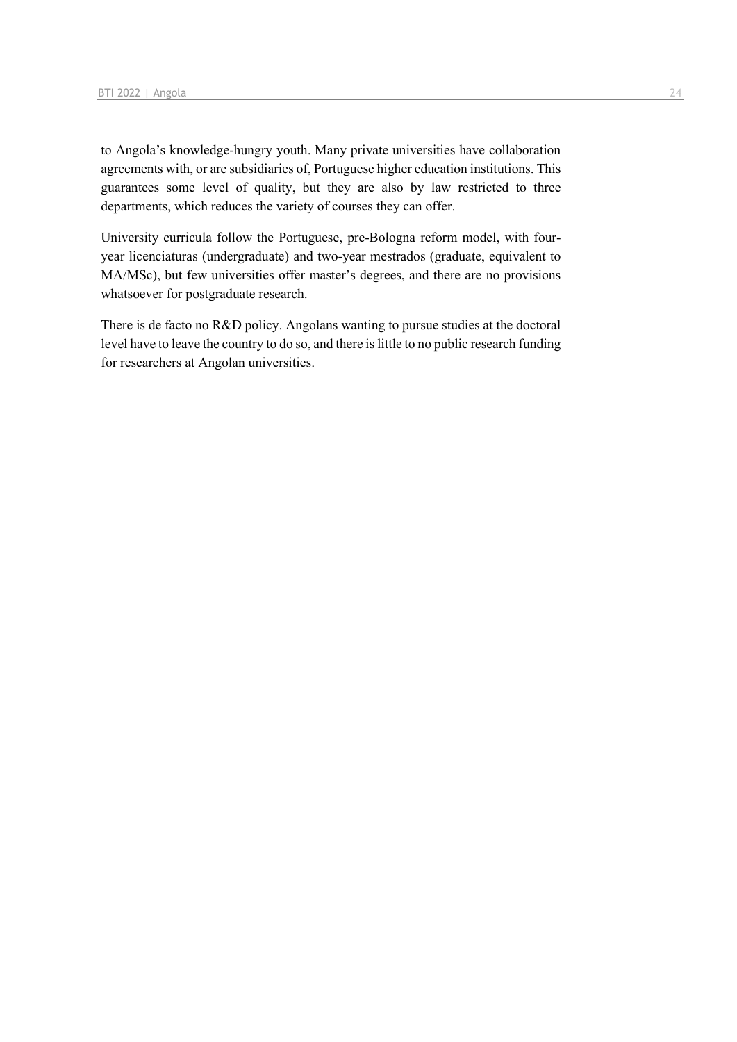to Angola's knowledge-hungry youth. Many private universities have collaboration agreements with, or are subsidiaries of, Portuguese higher education institutions. This guarantees some level of quality, but they are also by law restricted to three departments, which reduces the variety of courses they can offer.

University curricula follow the Portuguese, pre-Bologna reform model, with four-year licenciaturas (undergraduate) and two-year mestrados (graduate, equivalent to MA/MSc), but few universities offer master's degrees, and there are no provisions whatsoever for postgraduate research.

There is de facto no R&D policy. Angolans wanting to pursue studies at the doctoral level have to leave the country to do so, and there is little to no public research funding for researchers at Angolan universities.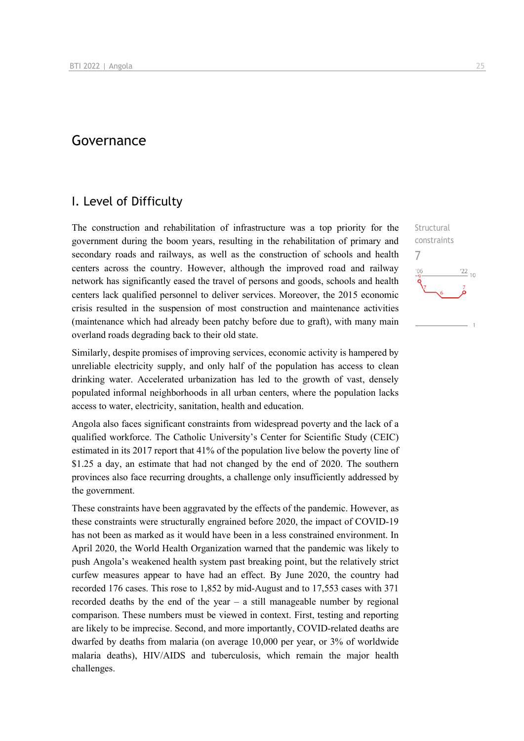# Governance

## I. Level of Difficulty

Structural constraints

7

The construction and rehabilitation of infrastructure was a top priority for the government during the boom years, resulting in the rehabilitation of primary and secondary roads and railways, as well as the construction of schools and health centers across the country. However, although the improved road and railway network has significantly eased the travel of persons and goods, schools and health centers lack qualified personnel to deliver services. Moreover, the 2015 economic crisis resulted in the suspension of most construction and maintenance activities (maintenance which had already been patchy before due to graft), with many main overland roads degrading back to their old state.

Similarly, despite promises of improving services, economic activity is hampered by unreliable electricity supply, and only half of the population has access to clean drinking water. Accelerated urbanization has led to the growth of vast, densely populated informal neighborhoods in all urban centers, where the population lacks access to water, electricity, sanitation, health and education.

Angola also faces significant constraints from widespread poverty and the lack of a qualified workforce. The Catholic University's Center for Scientific Study (CEIC) estimated in its 2017 report that 41% of the population live below the poverty line of $1.25 a day, an estimate that had not changed by the end of 2020. The southern provinces also face recurring droughts, a challenge only insufficiently addressed by the government.

These constraints have been aggravated by the effects of the pandemic. However, as these constraints were structurally engrained before 2020, the impact of COVID-19 has not been as marked as it would have been in a less constrained environment. In April 2020, the World Health Organization warned that the pandemic was likely to push Angola's weakened health system past breaking point, but the relatively strict curfew measures appear to have had an effect. By June 2020, the country had recorded 176 cases. This rose to 1,852 by mid-August and to 17,553 cases with 371 recorded deaths by the end of the year – a still manageable number by regional comparison. These numbers must be viewed in context. First, testing and reporting are likely to be imprecise. Second, and more importantly, COVID-related deaths are dwarfed by deaths from malaria (on average 10,000 per year, or 3% of worldwide malaria deaths), HIV/AIDS and tuberculosis, which remain the major health challenges.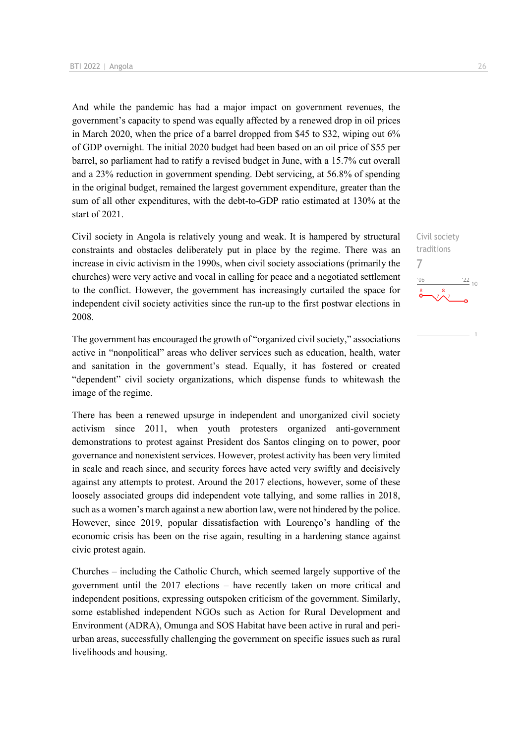And while the pandemic has had a major impact on government revenues, the government's capacity to spend was equally affected by a renewed drop in oil prices in March 2020, when the price of a barrel dropped from $45 to $32, wiping out 6% of GDP overnight. The initial 2020 budget had been based on an oil price of $55 per barrel, so parliament had to ratify a revised budget in June, with a 15.7% cut overall and a 23% reduction in government spending. Debt servicing, at 56.8% of spending in the original budget, remained the largest government expenditure, greater than the sum of all other expenditures, with the debt-to-GDP ratio estimated at 130% at the start of 2021.

Civil society traditions
7

Civil society in Angola is relatively young and weak. It is hampered by structural constraints and obstacles deliberately put in place by the regime. There was an increase in civic activism in the 1990s, when civil society associations (primarily the churches) were very active and vocal in calling for peace and a negotiated settlement to the conflict. However, the government has increasingly curtailed the space for independent civil society activities since the run-up to the first postwar elections in 2008.

The government has encouraged the growth of "organized civil society," associations active in "nonpolitical" areas who deliver services such as education, health, water and sanitation in the government's stead. Equally, it has fostered or created "dependent" civil society organizations, which dispense funds to whitewash the image of the regime.

There has been a renewed upsurge in independent and unorganized civil society activism since 2011, when youth protesters organized anti-government demonstrations to protest against President dos Santos clinging on to power, poor governance and nonexistent services. However, protest activity has been very limited in scale and reach since, and security forces have acted very swiftly and decisively against any attempts to protest. Around the 2017 elections, however, some of these loosely associated groups did independent vote tallying, and some rallies in 2018, such as a women's march against a new abortion law, were not hindered by the police. However, since 2019, popular dissatisfaction with Lourenço's handling of the economic crisis has been on the rise again, resulting in a hardening stance against civic protest again.

Churches – including the Catholic Church, which seemed largely supportive of the government until the 2017 elections – have recently taken on more critical and independent positions, expressing outspoken criticism of the government. Similarly, some established independent NGOs such as Action for Rural Development and Environment (ADRA), Omunga and SOS Habitat have been active in rural and peri-urban areas, successfully challenging the government on specific issues such as rural livelihoods and housing.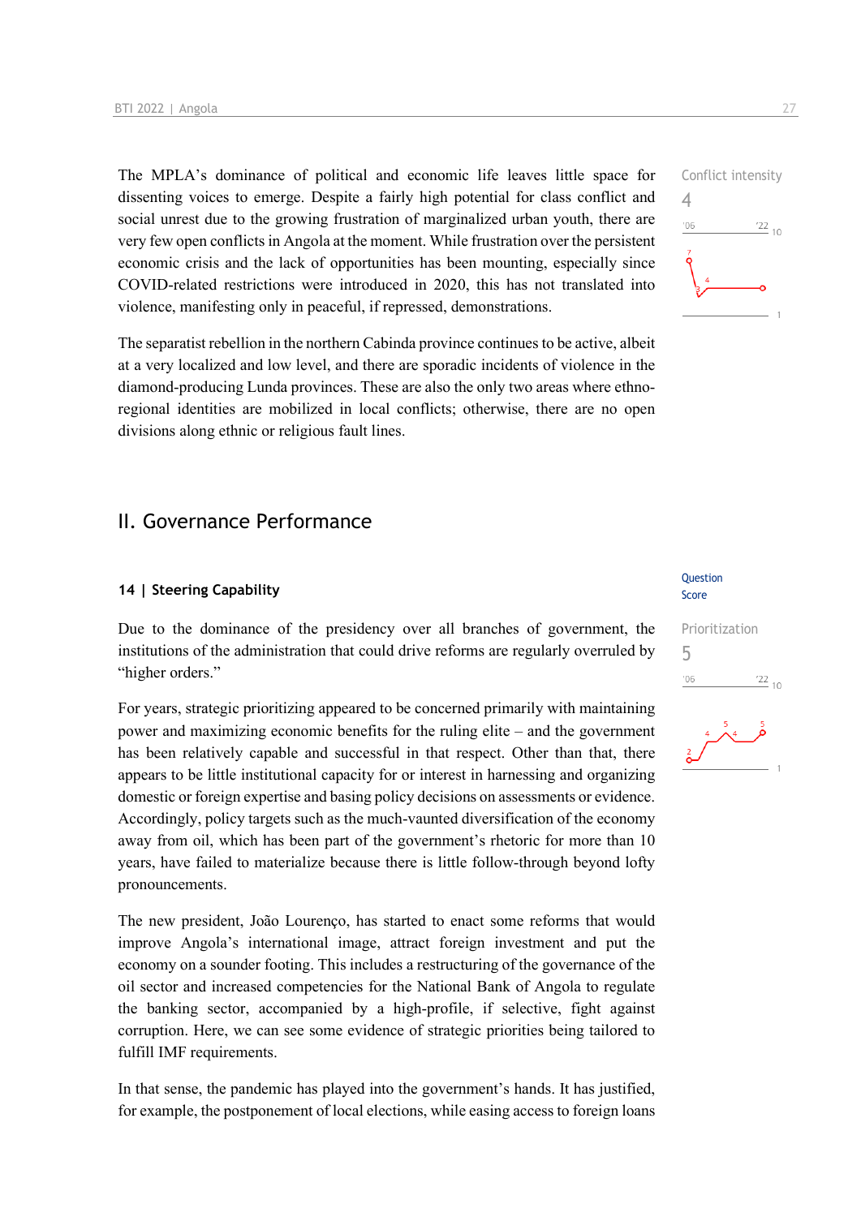The MPLA's dominance of political and economic life leaves little space for dissenting voices to emerge. Despite a fairly high potential for class conflict and social unrest due to the growing frustration of marginalized urban youth, there are very few open conflicts in Angola at the moment. While frustration over the persistent economic crisis and the lack of opportunities has been mounting, especially since COVID-related restrictions were introduced in 2020, this has not translated into violence, manifesting only in peaceful, if repressed, demonstrations.

Conflict intensity
4

The separatist rebellion in the northern Cabinda province continues to be active, albeit at a very localized and low level, and there are sporadic incidents of violence in the diamond-producing Lunda provinces. These are also the only two areas where ethno-regional identities are mobilized in local conflicts; otherwise, there are no open divisions along ethnic or religious fault lines.

## II. Governance Performance

### 14 | Steering Capability

Question Score

Due to the dominance of the presidency over all branches of government, the institutions of the administration that could drive reforms are regularly overruled by "higher orders."

Prioritization
5

For years, strategic prioritizing appeared to be concerned primarily with maintaining power and maximizing economic benefits for the ruling elite – and the government has been relatively capable and successful in that respect. Other than that, there appears to be little institutional capacity for or interest in harnessing and organizing domestic or foreign expertise and basing policy decisions on assessments or evidence. Accordingly, policy targets such as the much-vaunted diversification of the economy away from oil, which has been part of the government's rhetoric for more than 10 years, have failed to materialize because there is little follow-through beyond lofty pronouncements.

The new president, João Lourenço, has started to enact some reforms that would improve Angola's international image, attract foreign investment and put the economy on a sounder footing. This includes a restructuring of the governance of the oil sector and increased competencies for the National Bank of Angola to regulate the banking sector, accompanied by a high-profile, if selective, fight against corruption. Here, we can see some evidence of strategic priorities being tailored to fulfill IMF requirements.

In that sense, the pandemic has played into the government's hands. It has justified, for example, the postponement of local elections, while easing access to foreign loans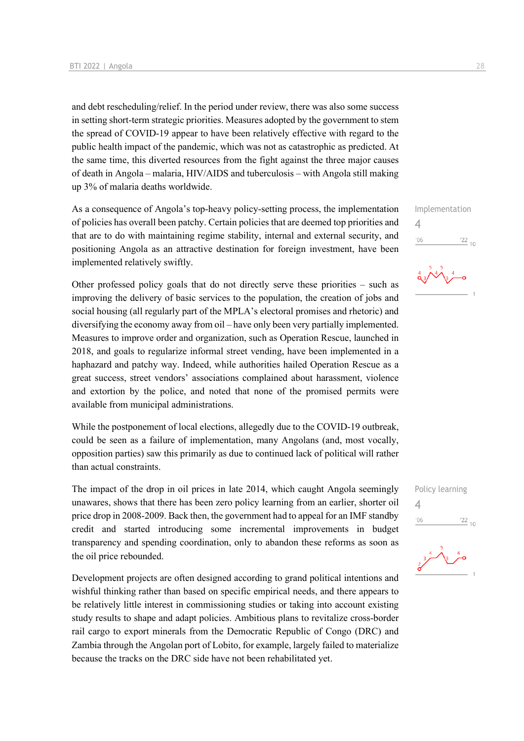and debt rescheduling/relief. In the period under review, there was also some success in setting short-term strategic priorities. Measures adopted by the government to stem the spread of COVID-19 appear to have been relatively effective with regard to the public health impact of the pandemic, which was not as catastrophic as predicted. At the same time, this diverted resources from the fight against the three major causes of death in Angola – malaria, HIV/AIDS and tuberculosis – with Angola still making up 3% of malaria deaths worldwide.

Implementation

4

As a consequence of Angola's top-heavy policy-setting process, the implementation of policies has overall been patchy. Certain policies that are deemed top priorities and that are to do with maintaining regime stability, internal and external security, and positioning Angola as an attractive destination for foreign investment, have been implemented relatively swiftly.

Other professed policy goals that do not directly serve these priorities – such as improving the delivery of basic services to the population, the creation of jobs and social housing (all regularly part of the MPLA's electoral promises and rhetoric) and diversifying the economy away from oil – have only been very partially implemented. Measures to improve order and organization, such as Operation Rescue, launched in 2018, and goals to regularize informal street vending, have been implemented in a haphazard and patchy way. Indeed, while authorities hailed Operation Rescue as a great success, street vendors' associations complained about harassment, violence and extortion by the police, and noted that none of the promised permits were available from municipal administrations.

While the postponement of local elections, allegedly due to the COVID-19 outbreak, could be seen as a failure of implementation, many Angolans (and, most vocally, opposition parties) saw this primarily as due to continued lack of political will rather than actual constraints.

Policy learning

4

The impact of the drop in oil prices in late 2014, which caught Angola seemingly unawares, shows that there has been zero policy learning from an earlier, shorter oil price drop in 2008-2009. Back then, the government had to appeal for an IMF standby credit and started introducing some incremental improvements in budget transparency and spending coordination, only to abandon these reforms as soon as the oil price rebounded.

Development projects are often designed according to grand political intentions and wishful thinking rather than based on specific empirical needs, and there appears to be relatively little interest in commissioning studies or taking into account existing study results to shape and adapt policies. Ambitious plans to revitalize cross-border rail cargo to export minerals from the Democratic Republic of Congo (DRC) and Zambia through the Angolan port of Lobito, for example, largely failed to materialize because the tracks on the DRC side have not been rehabilitated yet.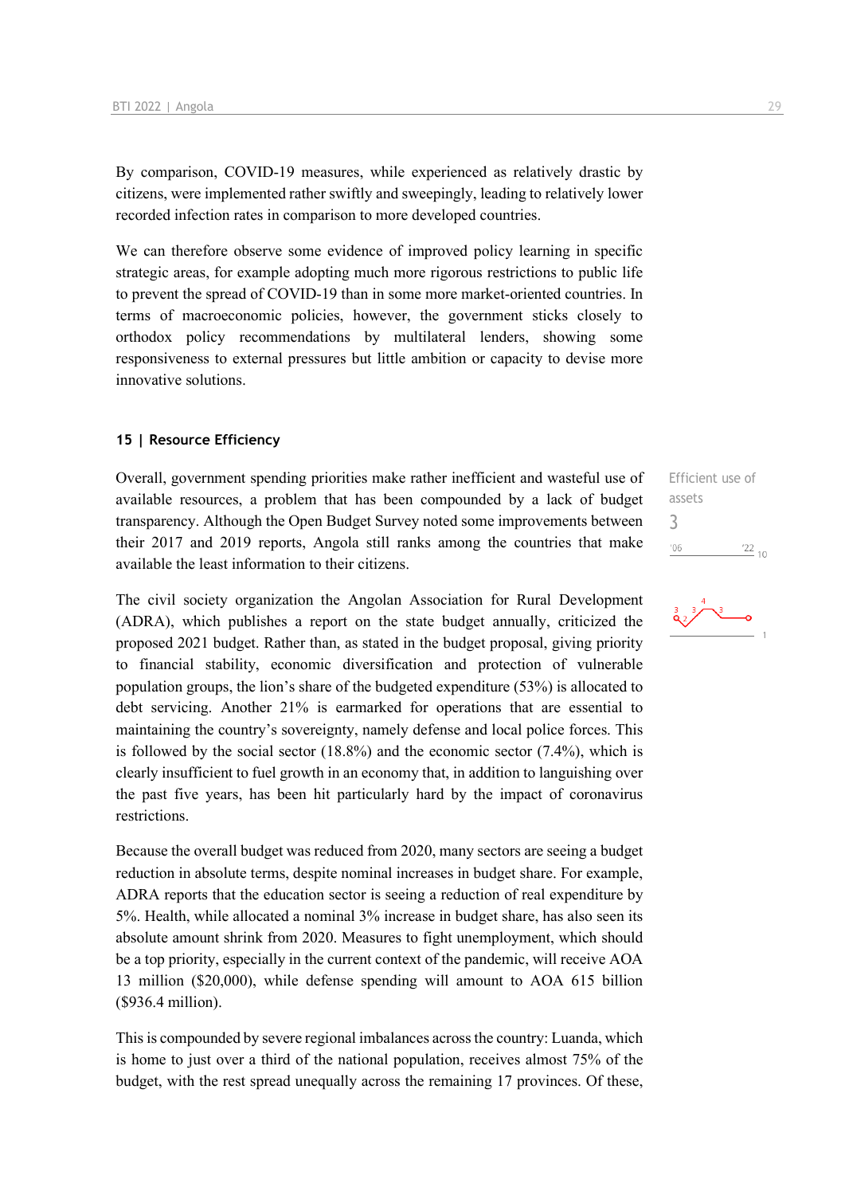By comparison, COVID-19 measures, while experienced as relatively drastic by citizens, were implemented rather swiftly and sweepingly, leading to relatively lower recorded infection rates in comparison to more developed countries.

We can therefore observe some evidence of improved policy learning in specific strategic areas, for example adopting much more rigorous restrictions to public life to prevent the spread of COVID-19 than in some more market-oriented countries. In terms of macroeconomic policies, however, the government sticks closely to orthodox policy recommendations by multilateral lenders, showing some responsiveness to external pressures but little ambition or capacity to devise more innovative solutions.

### 15 | Resource Efficiency

Efficient use of assets
3

Overall, government spending priorities make rather inefficient and wasteful use of available resources, a problem that has been compounded by a lack of budget transparency. Although the Open Budget Survey noted some improvements between their 2017 and 2019 reports, Angola still ranks among the countries that make available the least information to their citizens.

The civil society organization the Angolan Association for Rural Development (ADRA), which publishes a report on the state budget annually, criticized the proposed 2021 budget. Rather than, as stated in the budget proposal, giving priority to financial stability, economic diversification and protection of vulnerable population groups, the lion's share of the budgeted expenditure (53%) is allocated to debt servicing. Another 21% is earmarked for operations that are essential to maintaining the country's sovereignty, namely defense and local police forces. This is followed by the social sector (18.8%) and the economic sector (7.4%), which is clearly insufficient to fuel growth in an economy that, in addition to languishing over the past five years, has been hit particularly hard by the impact of coronavirus restrictions.

Because the overall budget was reduced from 2020, many sectors are seeing a budget reduction in absolute terms, despite nominal increases in budget share. For example, ADRA reports that the education sector is seeing a reduction of real expenditure by 5%. Health, while allocated a nominal 3% increase in budget share, has also seen its absolute amount shrink from 2020. Measures to fight unemployment, which should be a top priority, especially in the current context of the pandemic, will receive AOA 13 million ($20,000), while defense spending will amount to AOA 615 billion ($936.4 million).

This is compounded by severe regional imbalances across the country: Luanda, which is home to just over a third of the national population, receives almost 75% of the budget, with the rest spread unequally across the remaining 17 provinces. Of these,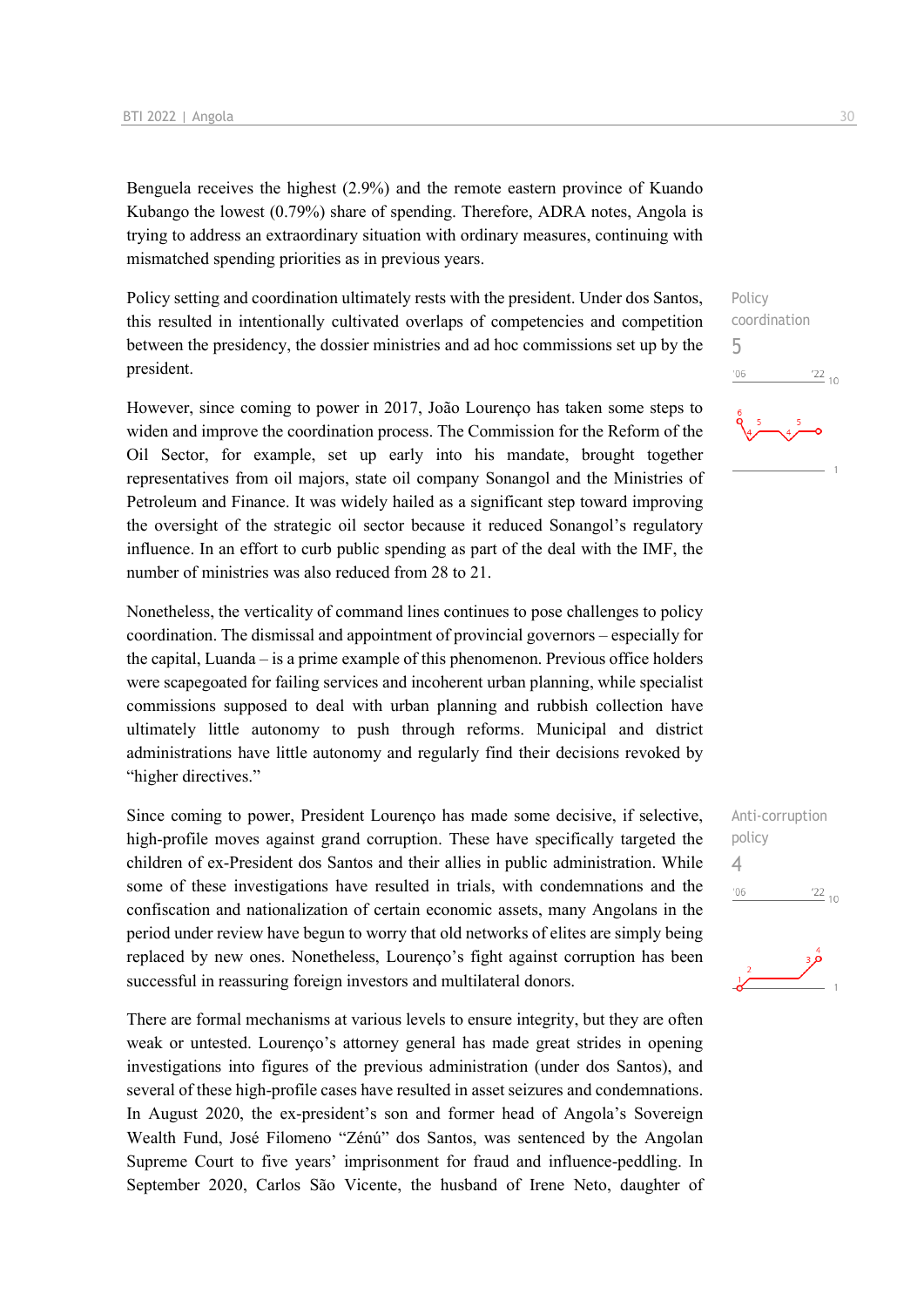Benguela receives the highest (2.9%) and the remote eastern province of Kuando Kubango the lowest (0.79%) share of spending. Therefore, ADRA notes, Angola is trying to address an extraordinary situation with ordinary measures, continuing with mismatched spending priorities as in previous years.

Policy coordination
5

Policy setting and coordination ultimately rests with the president. Under dos Santos, this resulted in intentionally cultivated overlaps of competencies and competition between the presidency, the dossier ministries and ad hoc commissions set up by the president.

However, since coming to power in 2017, João Lourenço has taken some steps to widen and improve the coordination process. The Commission for the Reform of the Oil Sector, for example, set up early into his mandate, brought together representatives from oil majors, state oil company Sonangol and the Ministries of Petroleum and Finance. It was widely hailed as a significant step toward improving the oversight of the strategic oil sector because it reduced Sonangol's regulatory influence. In an effort to curb public spending as part of the deal with the IMF, the number of ministries was also reduced from 28 to 21.

Nonetheless, the verticality of command lines continues to pose challenges to policy coordination. The dismissal and appointment of provincial governors – especially for the capital, Luanda – is a prime example of this phenomenon. Previous office holders were scapegoated for failing services and incoherent urban planning, while specialist commissions supposed to deal with urban planning and rubbish collection have ultimately little autonomy to push through reforms. Municipal and district administrations have little autonomy and regularly find their decisions revoked by "higher directives."

Anti-corruption policy
4

Since coming to power, President Lourenço has made some decisive, if selective, high-profile moves against grand corruption. These have specifically targeted the children of ex-President dos Santos and their allies in public administration. While some of these investigations have resulted in trials, with condemnations and the confiscation and nationalization of certain economic assets, many Angolans in the period under review have begun to worry that old networks of elites are simply being replaced by new ones. Nonetheless, Lourenço's fight against corruption has been successful in reassuring foreign investors and multilateral donors.

There are formal mechanisms at various levels to ensure integrity, but they are often weak or untested. Lourenço's attorney general has made great strides in opening investigations into figures of the previous administration (under dos Santos), and several of these high-profile cases have resulted in asset seizures and condemnations. In August 2020, the ex-president's son and former head of Angola's Sovereign Wealth Fund, José Filomeno "Zénú" dos Santos, was sentenced by the Angolan Supreme Court to five years' imprisonment for fraud and influence-peddling. In September 2020, Carlos São Vicente, the husband of Irene Neto, daughter of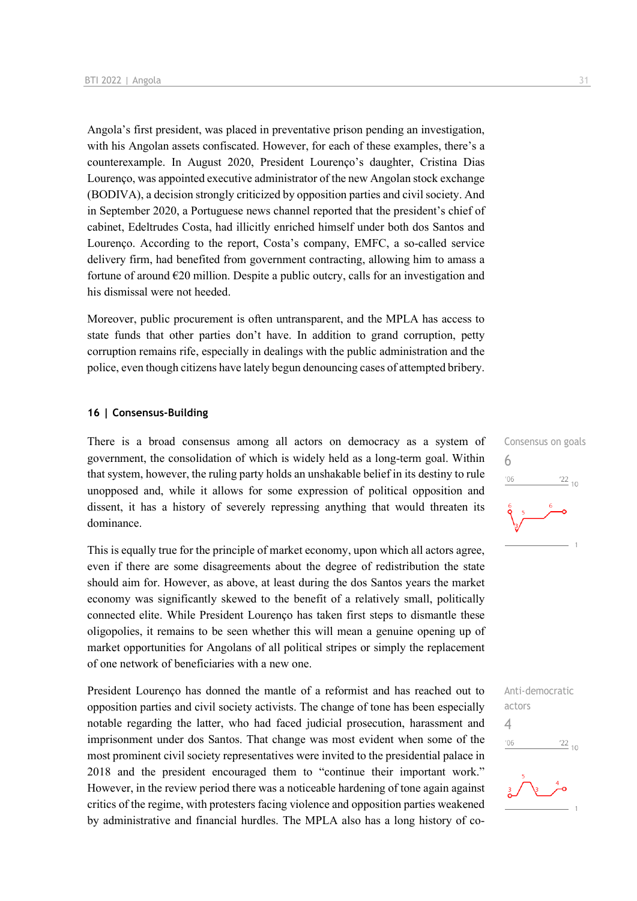Angola's first president, was placed in preventative prison pending an investigation, with his Angolan assets confiscated. However, for each of these examples, there's a counterexample. In August 2020, President Lourenço's daughter, Cristina Dias Lourenço, was appointed executive administrator of the new Angolan stock exchange (BODIVA), a decision strongly criticized by opposition parties and civil society. And in September 2020, a Portuguese news channel reported that the president's chief of cabinet, Edeltrudes Costa, had illicitly enriched himself under both dos Santos and Lourenço. According to the report, Costa's company, EMFC, a so-called service delivery firm, had benefited from government contracting, allowing him to amass a fortune of around €20 million. Despite a public outcry, calls for an investigation and his dismissal were not heeded.

Moreover, public procurement is often untransparent, and the MPLA has access to state funds that other parties don't have. In addition to grand corruption, petty corruption remains rife, especially in dealings with the public administration and the police, even though citizens have lately begun denouncing cases of attempted bribery.

## 16 | Consensus-Building

Consensus on goals
6

There is a broad consensus among all actors on democracy as a system of government, the consolidation of which is widely held as a long-term goal. Within that system, however, the ruling party holds an unshakable belief in its destiny to rule unopposed and, while it allows for some expression of political opposition and dissent, it has a history of severely repressing anything that would threaten its dominance.

This is equally true for the principle of market economy, upon which all actors agree, even if there are some disagreements about the degree of redistribution the state should aim for. However, as above, at least during the dos Santos years the market economy was significantly skewed to the benefit of a relatively small, politically connected elite. While President Lourenço has taken first steps to dismantle these oligopolies, it remains to be seen whether this will mean a genuine opening up of market opportunities for Angolans of all political stripes or simply the replacement of one network of beneficiaries with a new one.

Anti-democratic actors
4

President Lourenço has donned the mantle of a reformist and has reached out to opposition parties and civil society activists. The change of tone has been especially notable regarding the latter, who had faced judicial prosecution, harassment and imprisonment under dos Santos. That change was most evident when some of the most prominent civil society representatives were invited to the presidential palace in 2018 and the president encouraged them to "continue their important work." However, in the review period there was a noticeable hardening of tone again against critics of the regime, with protesters facing violence and opposition parties weakened by administrative and financial hurdles. The MPLA also has a long history of co-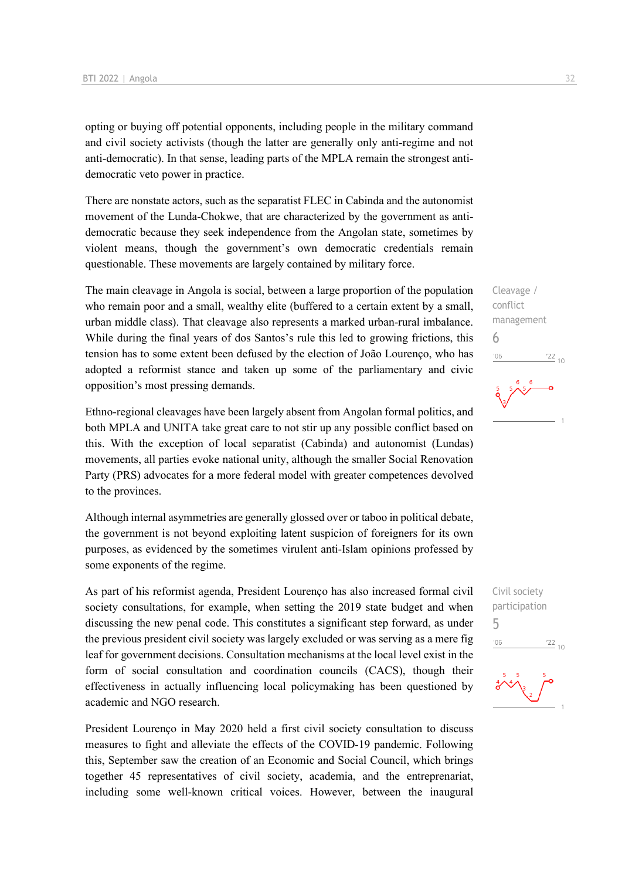opting or buying off potential opponents, including people in the military command and civil society activists (though the latter are generally only anti-regime and not anti-democratic). In that sense, leading parts of the MPLA remain the strongest anti-democratic veto power in practice.

There are nonstate actors, such as the separatist FLEC in Cabinda and the autonomist movement of the Lunda-Chokwe, that are characterized by the government as anti-democratic because they seek independence from the Angolan state, sometimes by violent means, though the government's own democratic credentials remain questionable. These movements are largely contained by military force.

Cleavage / conflict management

6

The main cleavage in Angola is social, between a large proportion of the population who remain poor and a small, wealthy elite (buffered to a certain extent by a small, urban middle class). That cleavage also represents a marked urban-rural imbalance. While during the final years of dos Santos's rule this led to growing frictions, this tension has to some extent been defused by the election of João Lourenço, who has adopted a reformist stance and taken up some of the parliamentary and civic opposition's most pressing demands.

Ethno-regional cleavages have been largely absent from Angolan formal politics, and both MPLA and UNITA take great care to not stir up any possible conflict based on this. With the exception of local separatist (Cabinda) and autonomist (Lundas) movements, all parties evoke national unity, although the smaller Social Renovation Party (PRS) advocates for a more federal model with greater competences devolved to the provinces.

Although internal asymmetries are generally glossed over or taboo in political debate, the government is not beyond exploiting latent suspicion of foreigners for its own purposes, as evidenced by the sometimes virulent anti-Islam opinions professed by some exponents of the regime.

Civil society participation

5

As part of his reformist agenda, President Lourenço has also increased formal civil society consultations, for example, when setting the 2019 state budget and when discussing the new penal code. This constitutes a significant step forward, as under the previous president civil society was largely excluded or was serving as a mere fig leaf for government decisions. Consultation mechanisms at the local level exist in the form of social consultation and coordination councils (CACS), though their effectiveness in actually influencing local policymaking has been questioned by academic and NGO research.

President Lourenço in May 2020 held a first civil society consultation to discuss measures to fight and alleviate the effects of the COVID-19 pandemic. Following this, September saw the creation of an Economic and Social Council, which brings together 45 representatives of civil society, academia, and the entreprenariat, including some well-known critical voices. However, between the inaugural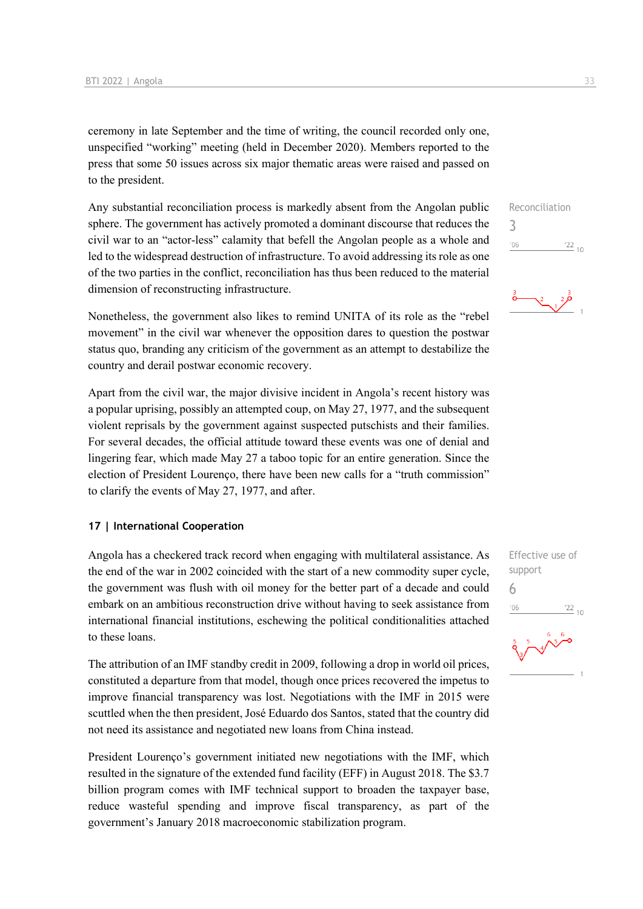ceremony in late September and the time of writing, the council recorded only one, unspecified "working" meeting (held in December 2020). Members reported to the press that some 50 issues across six major thematic areas were raised and passed on to the president.

Any substantial reconciliation process is markedly absent from the Angolan public sphere. The government has actively promoted a dominant discourse that reduces the civil war to an "actor-less" calamity that befell the Angolan people as a whole and led to the widespread destruction of infrastructure. To avoid addressing its role as one of the two parties in the conflict, reconciliation has thus been reduced to the material dimension of reconstructing infrastructure.

Reconciliation
3

Nonetheless, the government also likes to remind UNITA of its role as the "rebel movement" in the civil war whenever the opposition dares to question the postwar status quo, branding any criticism of the government as an attempt to destabilize the country and derail postwar economic recovery.

Apart from the civil war, the major divisive incident in Angola's recent history was a popular uprising, possibly an attempted coup, on May 27, 1977, and the subsequent violent reprisals by the government against suspected putschists and their families. For several decades, the official attitude toward these events was one of denial and lingering fear, which made May 27 a taboo topic for an entire generation. Since the election of President Lourenço, there have been new calls for a "truth commission" to clarify the events of May 27, 1977, and after.

### 17 | International Cooperation

Angola has a checkered track record when engaging with multilateral assistance. As the end of the war in 2002 coincided with the start of a new commodity super cycle, the government was flush with oil money for the better part of a decade and could embark on an ambitious reconstruction drive without having to seek assistance from international financial institutions, eschewing the political conditionalities attached to these loans.

Effective use of support
6

The attribution of an IMF standby credit in 2009, following a drop in world oil prices, constituted a departure from that model, though once prices recovered the impetus to improve financial transparency was lost. Negotiations with the IMF in 2015 were scuttled when the then president, José Eduardo dos Santos, stated that the country did not need its assistance and negotiated new loans from China instead.

President Lourenço's government initiated new negotiations with the IMF, which resulted in the signature of the extended fund facility (EFF) in August 2018. The $3.7 billion program comes with IMF technical support to broaden the taxpayer base, reduce wasteful spending and improve fiscal transparency, as part of the government's January 2018 macroeconomic stabilization program.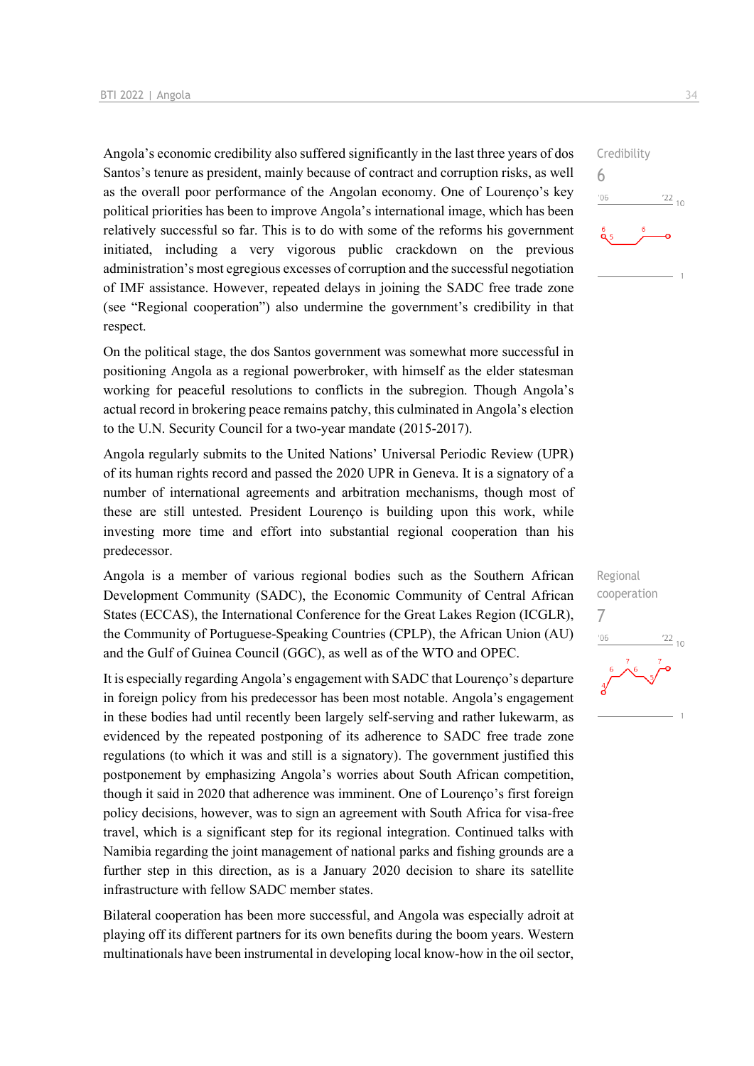Angola's economic credibility also suffered significantly in the last three years of dos Santos's tenure as president, mainly because of contract and corruption risks, as well as the overall poor performance of the Angolan economy. One of Lourenço's key political priorities has been to improve Angola's international image, which has been relatively successful so far. This is to do with some of the reforms his government initiated, including a very vigorous public crackdown on the previous administration's most egregious excesses of corruption and the successful negotiation of IMF assistance. However, repeated delays in joining the SADC free trade zone (see "Regional cooperation") also undermine the government's credibility in that respect.

Credibility
6

On the political stage, the dos Santos government was somewhat more successful in positioning Angola as a regional powerbroker, with himself as the elder statesman working for peaceful resolutions to conflicts in the subregion. Though Angola's actual record in brokering peace remains patchy, this culminated in Angola's election to the U.N. Security Council for a two-year mandate (2015-2017).

Angola regularly submits to the United Nations' Universal Periodic Review (UPR) of its human rights record and passed the 2020 UPR in Geneva. It is a signatory of a number of international agreements and arbitration mechanisms, though most of these are still untested. President Lourenço is building upon this work, while investing more time and effort into substantial regional cooperation than his predecessor.

Angola is a member of various regional bodies such as the Southern African Development Community (SADC), the Economic Community of Central African States (ECCAS), the International Conference for the Great Lakes Region (ICGLR), the Community of Portuguese-Speaking Countries (CPLP), the African Union (AU) and the Gulf of Guinea Council (GGC), as well as of the WTO and OPEC.

Regional cooperation
7

It is especially regarding Angola's engagement with SADC that Lourenço's departure in foreign policy from his predecessor has been most notable. Angola's engagement in these bodies had until recently been largely self-serving and rather lukewarm, as evidenced by the repeated postponing of its adherence to SADC free trade zone regulations (to which it was and still is a signatory). The government justified this postponement by emphasizing Angola's worries about South African competition, though it said in 2020 that adherence was imminent. One of Lourenço's first foreign policy decisions, however, was to sign an agreement with South Africa for visa-free travel, which is a significant step for its regional integration. Continued talks with Namibia regarding the joint management of national parks and fishing grounds are a further step in this direction, as is a January 2020 decision to share its satellite infrastructure with fellow SADC member states.

Bilateral cooperation has been more successful, and Angola was especially adroit at playing off its different partners for its own benefits during the boom years. Western multinationals have been instrumental in developing local know-how in the oil sector,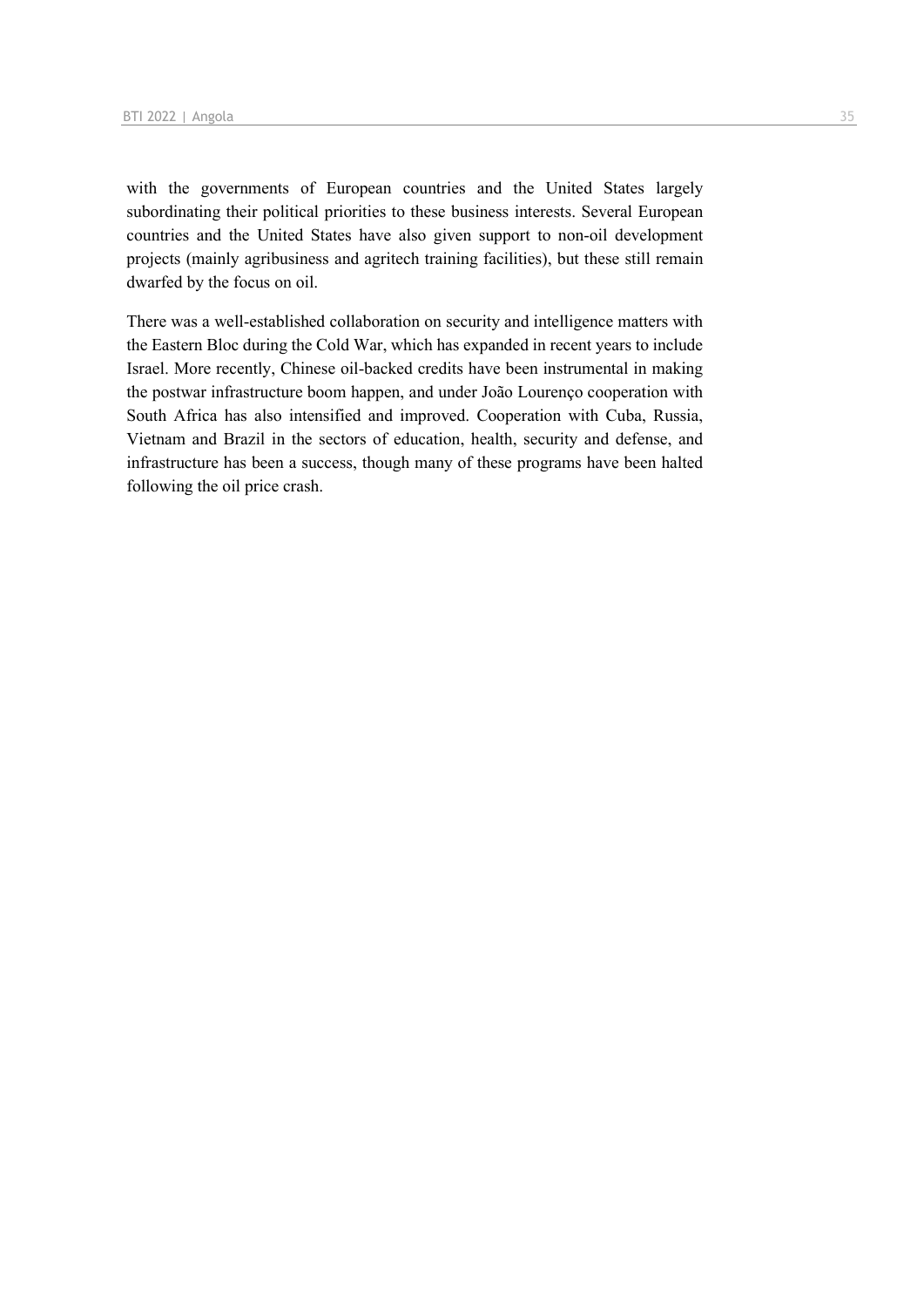with the governments of European countries and the United States largely subordinating their political priorities to these business interests. Several European countries and the United States have also given support to non-oil development projects (mainly agribusiness and agritech training facilities), but these still remain dwarfed by the focus on oil.

There was a well-established collaboration on security and intelligence matters with the Eastern Bloc during the Cold War, which has expanded in recent years to include Israel. More recently, Chinese oil-backed credits have been instrumental in making the postwar infrastructure boom happen, and under João Lourenço cooperation with South Africa has also intensified and improved. Cooperation with Cuba, Russia, Vietnam and Brazil in the sectors of education, health, security and defense, and infrastructure has been a success, though many of these programs have been halted following the oil price crash.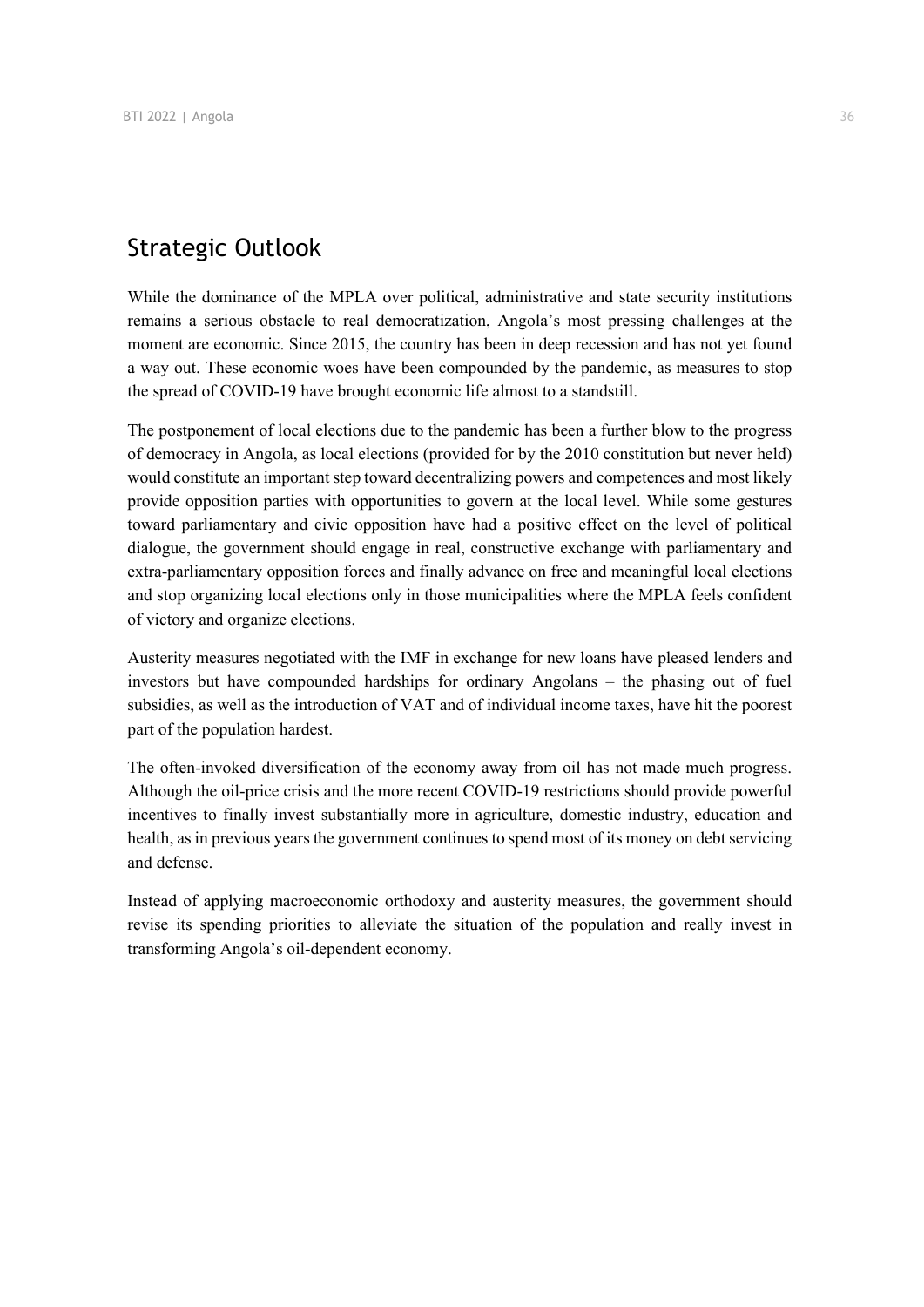## Strategic Outlook

While the dominance of the MPLA over political, administrative and state security institutions remains a serious obstacle to real democratization, Angola's most pressing challenges at the moment are economic. Since 2015, the country has been in deep recession and has not yet found a way out. These economic woes have been compounded by the pandemic, as measures to stop the spread of COVID-19 have brought economic life almost to a standstill.

The postponement of local elections due to the pandemic has been a further blow to the progress of democracy in Angola, as local elections (provided for by the 2010 constitution but never held) would constitute an important step toward decentralizing powers and competences and most likely provide opposition parties with opportunities to govern at the local level. While some gestures toward parliamentary and civic opposition have had a positive effect on the level of political dialogue, the government should engage in real, constructive exchange with parliamentary and extra-parliamentary opposition forces and finally advance on free and meaningful local elections and stop organizing local elections only in those municipalities where the MPLA feels confident of victory and organize elections.

Austerity measures negotiated with the IMF in exchange for new loans have pleased lenders and investors but have compounded hardships for ordinary Angolans – the phasing out of fuel subsidies, as well as the introduction of VAT and of individual income taxes, have hit the poorest part of the population hardest.

The often-invoked diversification of the economy away from oil has not made much progress. Although the oil-price crisis and the more recent COVID-19 restrictions should provide powerful incentives to finally invest substantially more in agriculture, domestic industry, education and health, as in previous years the government continues to spend most of its money on debt servicing and defense.

Instead of applying macroeconomic orthodoxy and austerity measures, the government should revise its spending priorities to alleviate the situation of the population and really invest in transforming Angola's oil-dependent economy.